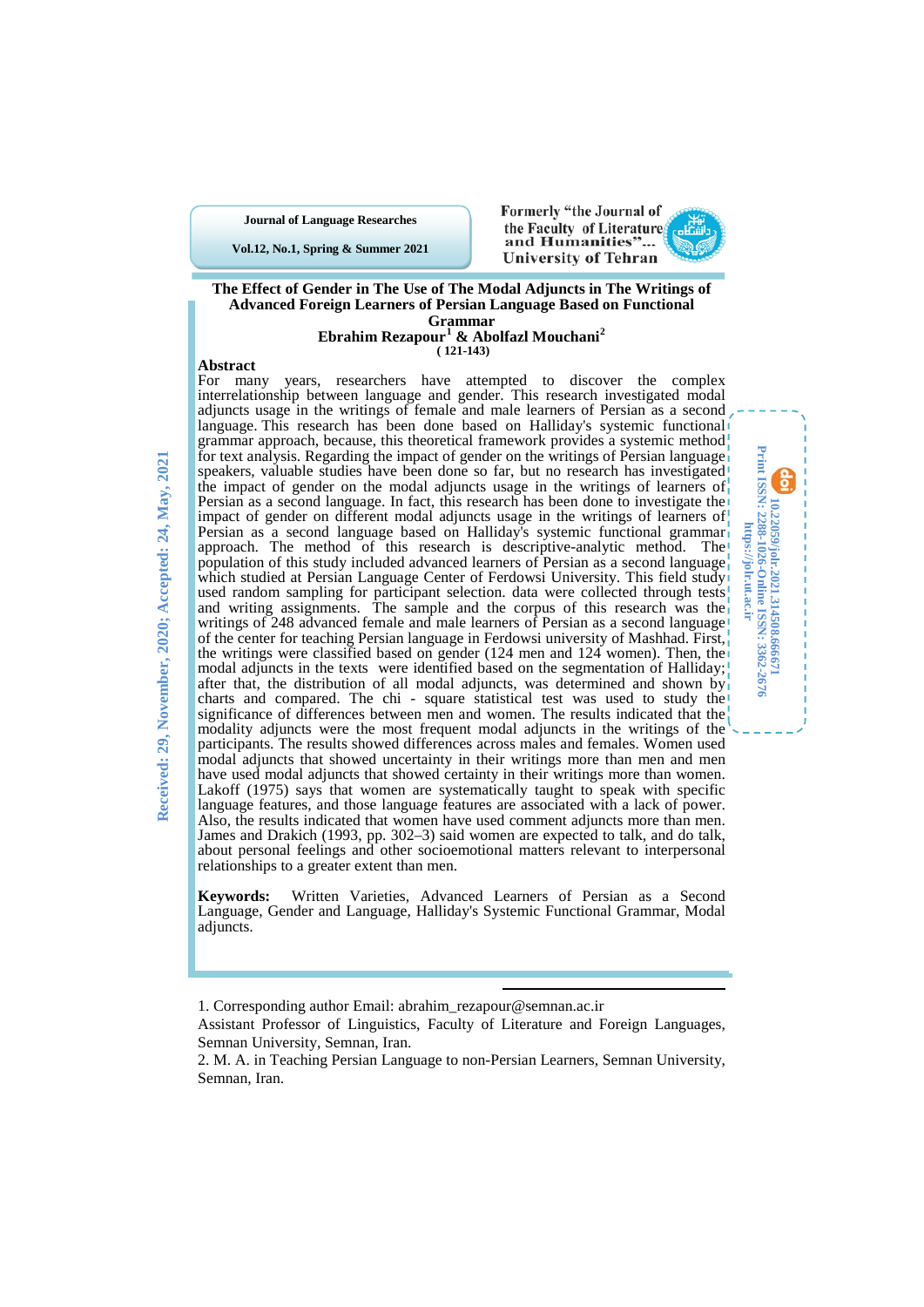# The Effect of Gender in The Use of The Modal Adjuncts in The Writings of Advanced Foreign Learners of Persian Language Based on Functional Grammar

**Ebrahim Rezapour[1] & Abolfazl Mouchani[2]**

**( 121-143)**

Received: 29, November, 2020; Accepted: 24, May, 2021

## Abstract

For many years, researchers have attempted to discover the complex interrelationship between language and gender. This research investigated modal adjuncts usage in the writings of female and male learners of Persian as a second language. This research has been done based on Halliday's systemic functional grammar approach, because, this theoretical framework provides a systemic method for text analysis. Regarding the impact of gender on the writings of Persian language speakers, valuable studies have been done so far, but no research has investigated the impact of gender on the modal adjuncts usage in the writings of learners of Persian as a second language. In fact, this research has been done to investigate the impact of gender on different modal adjuncts usage in the writings of learners of Persian as a second language based on Halliday's systemic functional grammar approach. The method of this research is descriptive-analytic method. The population of this study included advanced learners of Persian as a second language which studied at Persian Language Center of Ferdowsi University. This field study used random sampling for participant selection. data were collected through tests and writing assignments. The sample and the corpus of this research was the writings of 248 advanced female and male learners of Persian as a second language of the center for teaching Persian language in Ferdowsi university of Mashhad. First, the writings were classified based on gender (124 men and 124 women). Then, the modal adjuncts in the texts were identified based on the segmentation of Halliday; after that, the distribution of all modal adjuncts, was determined and shown by charts and compared. The chi - square statistical test was used to study the significance of differences between men and women. The results indicated that the modality adjuncts were the most frequent modal adjuncts in the writings of the participants. The results showed differences across males and females. Women used modal adjuncts that showed uncertainty in their writings more than men and men have used modal adjuncts that showed certainty in their writings more than women. Lakoff (1975) says that women are systematically taught to speak with specific language features, and those language features are associated with a lack of power. Also, the results indicated that women have used comment adjuncts more than men. James and Drakich (1993, pp. 302–3) said women are expected to talk, and do talk, about personal feelings and other socioemotional matters relevant to interpersonal relationships to a greater extent than men.

**Keywords:** Written Varieties, Advanced Learners of Persian as a Second Language, Gender and Language, Halliday's Systemic Functional Grammar, Modal adjuncts.

10.22059/jolr.2021.314508.666671
Print ISSN: 2288-1026-Online ISSN: 3362-2676
https://jolr.ut.ac.ir

---

1. Corresponding author Email: abrahim_rezapour@semnan.ac.ir
Assistant Professor of Linguistics, Faculty of Literature and Foreign Languages, Semnan University, Semnan, Iran.

2. M. A. in Teaching Persian Language to non-Persian Learners, Semnan University, Semnan, Iran.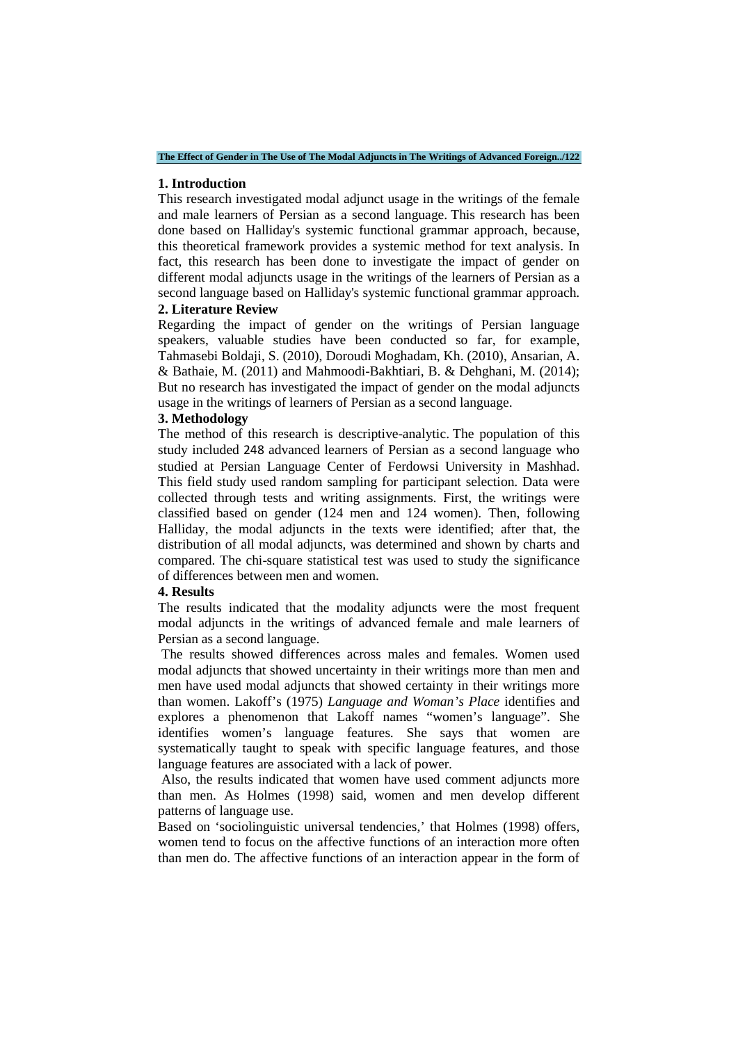## 1. Introduction

This research investigated modal adjunct usage in the writings of the female and male learners of Persian as a second language. This research has been done based on Halliday's systemic functional grammar approach, because, this theoretical framework provides a systemic method for text analysis. In fact, this research has been done to investigate the impact of gender on different modal adjuncts usage in the writings of the learners of Persian as a second language based on Halliday's systemic functional grammar approach.

## 2. Literature Review

Regarding the impact of gender on the writings of Persian language speakers, valuable studies have been conducted so far, for example, Tahmasebi Boldaji, S. (2010), Doroudi Moghadam, Kh. (2010), Ansarian, A. & Bathaie, M. (2011) and Mahmoodi-Bakhtiari, B. & Dehghani, M. (2014); But no research has investigated the impact of gender on the modal adjuncts usage in the writings of learners of Persian as a second language.

## 3. Methodology

The method of this research is descriptive-analytic. The population of this study included 248 advanced learners of Persian as a second language who studied at Persian Language Center of Ferdowsi University in Mashhad. This field study used random sampling for participant selection. Data were collected through tests and writing assignments. First, the writings were classified based on gender (124 men and 124 women). Then, following Halliday, the modal adjuncts in the texts were identified; after that, the distribution of all modal adjuncts, was determined and shown by charts and compared. The chi-square statistical test was used to study the significance of differences between men and women.

## 4. Results

The results indicated that the modality adjuncts were the most frequent modal adjuncts in the writings of advanced female and male learners of Persian as a second language.

The results showed differences across males and females. Women used modal adjuncts that showed uncertainty in their writings more than men and men have used modal adjuncts that showed certainty in their writings more than women. Lakoff's (1975) *Language and Woman's Place* identifies and explores a phenomenon that Lakoff names "women's language". She identifies women's language features. She says that women are systematically taught to speak with specific language features, and those language features are associated with a lack of power.

Also, the results indicated that women have used comment adjuncts more than men. As Holmes (1998) said, women and men develop different patterns of language use.

Based on 'sociolinguistic universal tendencies,' that Holmes (1998) offers, women tend to focus on the affective functions of an interaction more often than men do. The affective functions of an interaction appear in the form of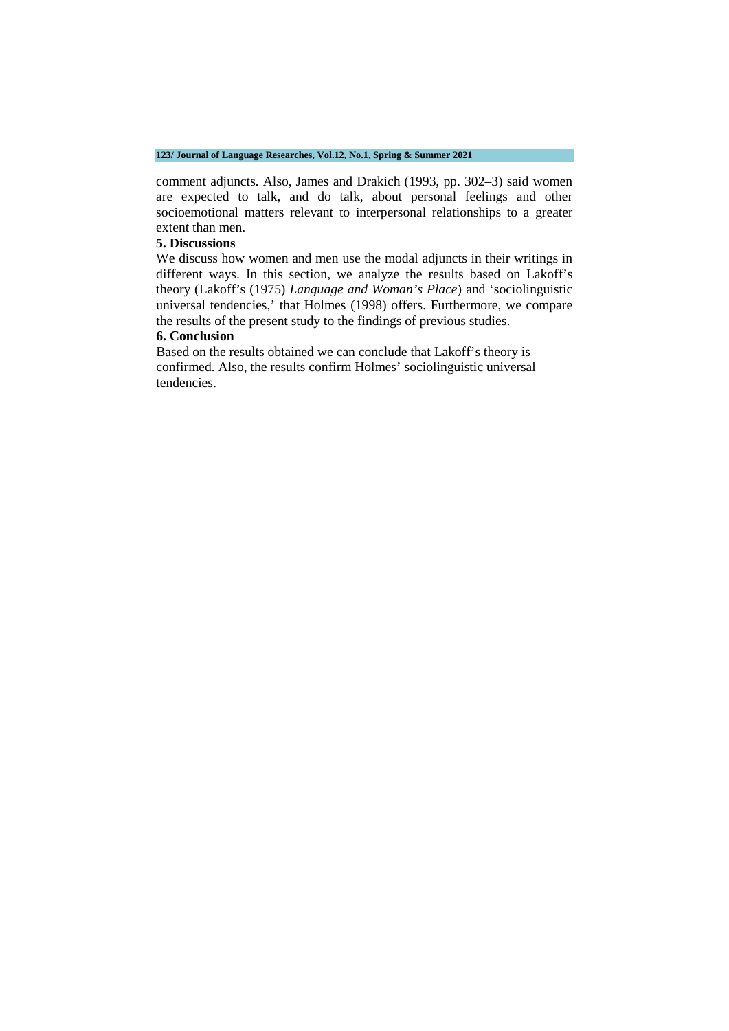comment adjuncts. Also, James and Drakich (1993, pp. 302–3) said women are expected to talk, and do talk, about personal feelings and other socioemotional matters relevant to interpersonal relationships to a greater extent than men.

## 5. Discussions

We discuss how women and men use the modal adjuncts in their writings in different ways. In this section, we analyze the results based on Lakoff's theory (Lakoff's (1975) *Language and Woman's Place*) and 'sociolinguistic universal tendencies,' that Holmes (1998) offers. Furthermore, we compare the results of the present study to the findings of previous studies.

## 6. Conclusion

Based on the results obtained we can conclude that Lakoff's theory is confirmed. Also, the results confirm Holmes' sociolinguistic universal tendencies.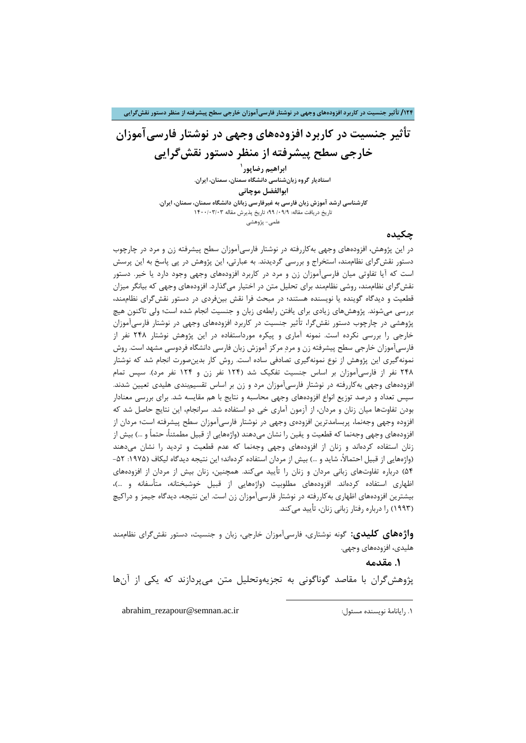# تأثیر جنسیت در کاربرد افزوده‌های وجهی در نوشتار فارسی‌آموزان خارجی سطح پیشرفته از منظر دستور نقش‌گرایی

**ابراهیم رضاپور**[1]

**استادیار گروه زبان‌شناسی دانشگاه سمنان، سمنان، ایران.**

**ابوالفضل موچانی**

**کارشناسی ارشد آموزش زبان فارسی به غیرفارسی زبانان دانشگاه سمنان، سمنان، ایران.**

تاریخ دریافت مقاله: ۹۹/ ۰۹/۹؛ تاریخ پذیرش مقاله ۱۴۰۰/۰۳/۰۳

علمی- پژوهشی

## چکیده

در این پژوهش، افزوده‌های وجهی به‌کاررفته در نوشتار فارسی‌آموزان سطح پیشرفته زن و مرد در چارچوب دستور نقش‌گرای نظام‌مند، استخراج و بررسی گردیدند. به عبارتی، این پژوهش در پی پاسخ به این پرسش است که آیا تفاوتی میان فارسی‌آموزان زن و مرد در کاربرد افزوده‌های وجهی وجود دارد یا خیر. دستور نقش‌گرای نظام‌مند، روشی نظام‌مند برای تحلیل متن در اختیار می‌گذارد. افزوده‌های وجهی که بیانگر میزان قطعیت و دیدگاه گوینده یا نویسنده هستند؛ در مبحث فرا نقش بین‌فردی در دستور نقش‌گرای نظام‌مند، بررسی می‌شوند. پژوهش‌های زیادی برای یافتن رابطه‌ی زبان و جنسیت انجام شده است؛ ولی تاکنون هیچ پژوهشی در چارچوب دستور نقش‌گرا، تأثیر جنسیت در کاربرد افزوده‌های وجهی در نوشتار فارسی‌آموزان خارجی را بررسی نکرده است. نمونه آماری و پیکره مورداستفاده در این پژوهش نوشتار ۲۴۸ نفر از فارسی‌آموزان خارجی سطح پیشرفته زن و مرد مرکز آموزش زبان فارسی دانشگاه فردوسی مشهد است. روش نمونه‌گیری این پژوهش از نوع نمونه‌گیری تصادفی ساده است. روش کار بدین‌صورت انجام شد که نوشتار ۲۴۸ نفر از فارسی‌آموزان بر اساس جنسیت تفکیک شد (۱۲۴ نفر زن و ۱۲۴ نفر مرد). سپس تمام افزوده‌های وجهی به‌کاررفته در نوشتار فارسی‌آموزان مرد و زن بر اساس تقسیم‌بندی هلیدی تعیین شدند. سپس تعداد و درصد توزیع انواع افزوده‌های وجهی محاسبه و نتایج با هم مقایسه شد. برای بررسی معنادار بودن تفاوت‌ها میان زنان و مردان، از آزمون آماری خی دو استفاده شد. سرانجام، این نتایج حاصل شد که افزوده وجهی وجه‌نما، پربسامدترین افزوده‌ی وجهی در نوشتار فارسی‌آموزان سطح پیشرفته است؛ مردان از افزوده‌های وجهی وجه‌نما که قطعیت و یقین را نشان می‌دهند (واژه‌هایی از قبیل مطمئناً، حتماً و ...) بیش از زنان استفاده کرده‌اند و زنان از افزوده‌های وجهی وجه‌نما که عدم قطعیت و تردید را نشان می‌دهند (واژه‌هایی از قبیل احتمالاً، شاید و ...) بیش از مردان استفاده کرده‌اند؛ این نتیجه دیدگاه لیکاف (۱۹۷۵: ۵۲-۵۴) درباره تفاوت‌های زبانی مردان و زنان را تأیید می‌کند. همچنین، زنان بیش از مردان از افزوده‌های اظهاری استفاده کرده‌اند. افزوده‌های مطلوبیت (واژه‌هایی از قبیل خوشبختانه، متأسفانه و ...)، بیشترین افزوده‌های اظهاری به‌کاررفته در نوشتار فارسی‌آموزان زن است. این نتیجه، دیدگاه جیمز و دراکیچ (۱۹۹۳) را درباره رفتار زبانی زنان، تأیید می‌کند.

**واژه‌های کلیدی:** گونه نوشتاری، فارسی‌آموزان خارجی، زبان و جنسیت، دستور نقش‌گرای نظام‌مند هلیدی، افزوده‌های وجهی.

## ۱. مقدمه

پژوهش‌گران با مقاصد گوناگونی به تجزیه‌وتحلیل متن می‌پردازند که یکی از آن‌ها

---

[1] ۱. رایانامهٔ نویسنده مسئول: abrahim_rezapour@semnan.ac.ir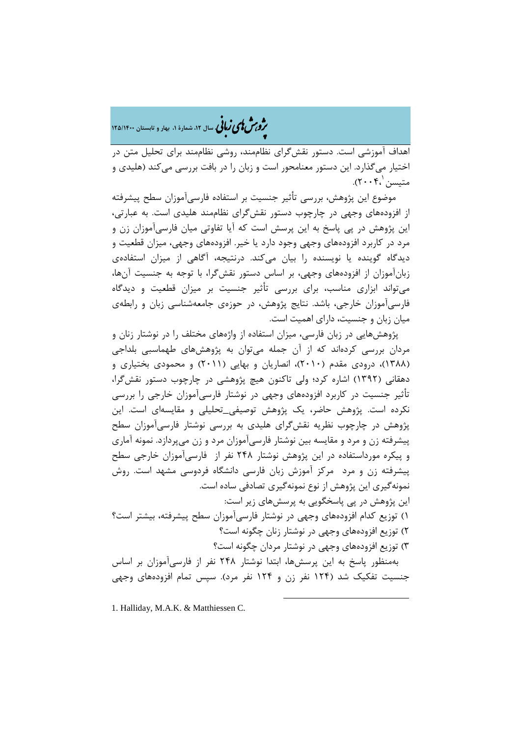اهداف آموزشی است. دستور نقش‌گرای نظام‌مند، روشی نظام‌مند برای تحلیل متن در اختیار می‌گذارد. این دستور معنامحور است و زبان را در بافت بررسی می‌کند (هلیدی و متیسن[1]،۲۰۰۴).

موضوع این پژوهش، بررسی تأثیر جنسیت بر استفاده فارسی‌آموزان سطح پیشرفته از افزوده‌های وجهی در چارچوب دستور نقش‌گرای نظام‌مند هلیدی است. به عبارتی، این پژوهش در پی پاسخ به این پرسش است که آیا تفاوتی میان فارسی‌آموزان زن و مرد در کاربرد افزوده‌های وجهی وجود دارد یا خیر. افزوده‌های وجهی، میزان قطعیت و دیدگاه گوینده یا نویسنده را بیان می‌کند. درنتیجه، آگاهی از میزان استفاده‌ی زبان‌آموزان از افزوده‌های وجهی، بر اساس دستور نقش‌گرا، با توجه به جنسیت آن‌ها، می‌تواند ابزاری مناسب، برای بررسی تأثیر جنسیت بر میزان قطعیت و دیدگاه فارسی‌آموزان خارجی، باشد. نتایج پژوهش، در حوزه‌ی جامعه‌شناسی زبان و رابطه‌ی میان زبان و جنسیت، دارای اهمیت است.

پژوهش‌هایی در زبان فارسی، میزان استفاده از واژه‌های مختلف را در نوشتار زنان و مردان بررسی کرده‌اند که از آن جمله می‌توان به پژوهش‌های طهماسبی بلداجی (۱۳۸۸)، درودی مقدم (۲۰۱۰)، انصاریان و بهایی (۲۰۱۱) و محمودی بختیاری و دهقانی (۱۳۹۲) اشاره کرد؛ ولی تاکنون هیچ پژوهشی در چارچوب دستور نقش‌گرا، تأثیر جنسیت در کاربرد افزوده‌های وجهی در نوشتار فارسی‌آموزان خارجی را بررسی نکرده است. پژوهش حاضر، یک پژوهش توصیفی_تحلیلی و مقایسه‌ای است. این پژوهش در چارچوب نظریه نقش‌گرای هلیدی به بررسی نوشتار فارسی‌آموزان سطح پیشرفته زن و مرد و مقایسه بین نوشتار فارسی‌آموزان مرد و زن می‌پردازد. نمونه آماری و پیکره مورداستفاده در این پژوهش نوشتار ۲۴۸ نفر از فارسی‌آموزان خارجی سطح پیشرفته زن و مرد مرکز آموزش زبان فارسی دانشگاه فردوسی مشهد است. روش نمونه‌گیری این پژوهش از نوع نمونه‌گیری تصادفی ساده است.

این پژوهش در پی پاسخگویی به پرسش‌های زیر است:

۱) توزیع کدام افزوده‌های وجهی در نوشتار فارسی‌آموزان سطح پیشرفته، بیشتر است؟
۲) توزیع افزوده‌های وجهی در نوشتار زنان چگونه است؟
۳) توزیع افزوده‌های وجهی در نوشتار مردان چگونه است؟

به‌منظور پاسخ به این پرسش‌ها، ابتدا نوشتار ۲۴۸ نفر از فارسی‌آموزان بر اساس جنسیت تفکیک شد (۱۲۴ نفر زن و ۱۲۴ نفر مرد). سپس تمام افزوده‌های وجهی

---

1. Halliday, M.A.K. & Matthiessen C.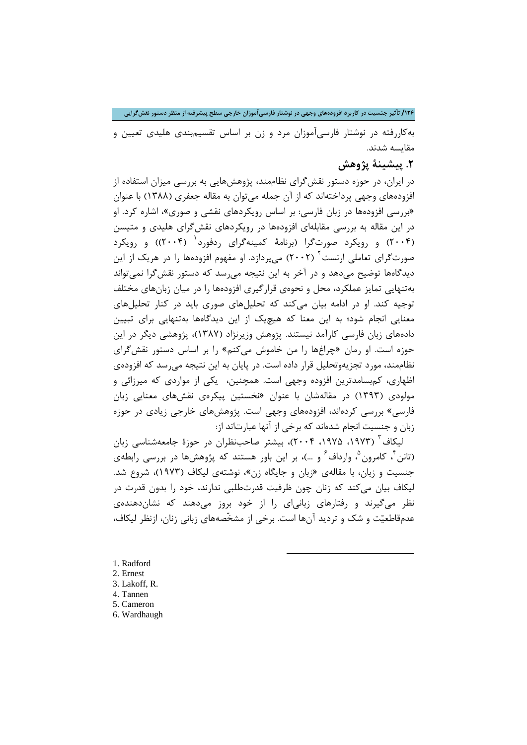به‌کاررفته در نوشتار فارسی‌آموزان مرد و زن بر اساس تقسیم‌بندی هلیدی تعیین و مقایسه شدند.

## ۲. پیشینهٔ پژوهش

در ایران، در حوزه دستور نقش‌گرای نظام‌مند، پژوهش‌هایی به بررسی میزان استفاده از افزوده‌های وجهی پرداخته‌اند که از آن جمله می‌توان به مقاله جعفری (۱۳۸۸) با عنوان «بررسی افزوده‌ها در زبان فارسی: بر اساس رویکردهای نقشی و صوری»، اشاره کرد. او در این مقاله به بررسی مقابله‌ای افزوده‌ها در رویکردهای نقش‌گرای هلیدی و متیسن (۲۰۰۴) و رویکرد صورت‌گرا (برنامهٔ کمینه‌گرای ردفورد[1] (۲۰۰۴)) و رویکرد صورت‌گرای تعاملی ارنست[2] (۲۰۰۲) می‌پردازد. او مفهوم افزوده‌ها را در هریک از این دیدگاه‌ها توضیح می‌دهد و در آخر به این نتیجه می‌رسد که دستور نقش‌گرا نمی‌تواند به‌تنهایی تمایز عملکرد، محل و نحوه‌ی قرارگیری افزوده‌ها را در میان زبان‌های مختلف توجیه کند. او در ادامه بیان می‌کند که تحلیل‌های صوری باید در کنار تحلیل‌های معنایی انجام شود؛ به این معنا که هیچ‌یک از این دیدگاه‌ها به‌تنهایی برای تبیین داده‌های زبان فارسی کارآمد نیستند. پژوهش وزیرنژاد (۱۳۸۷)، پژوهشی دیگر در این حوزه است. او رمان «چراغ‌ها را من خاموش می‌کنم» را بر اساس دستور نقش‌گرای نظام‌مند، مورد تجزیه‌وتحلیل قرار داده است. در پایان به این نتیجه می‌رسد که افزوده‌ی اظهاری، کم‌بسامدترین افزوده وجهی است. همچنین، یکی از مواردی که میرزائی و مولودی (۱۳۹۳) در مقاله‌شان با عنوان «نخستین پیکره‌ی نقش‌های معنایی زبان فارسی» بررسی کرده‌اند، افزوده‌های وجهی است. پژوهش‌های خارجی زیادی در حوزه زبان و جنسیت انجام شده‌اند که برخی از آنها عبارت‌اند از:

لیکاف[3] (۱۹۷۳، ۱۹۷۵، ۲۰۰۴)، بیشتر صاحب‌نظران در حوزهٔ جامعه‌شناسی زبان (تانن[4]، کامرون[5]، وارداف[6] و ...)، بر این باور هستند که پژوهش‌ها در بررسی رابطه‌ی جنسیت و زبان، با مقاله‌ی «زبان و جایگاه زن»، نوشته‌ی لیکاف (۱۹۷۳)، شروع شد. لیکاف بیان می‌کند که زنان چون ظرفیت قدرت‌طلبی ندارند، خود را بدون قدرت در نظر می‌گیرند و رفتارهای زبانی‌ای را از خود بروز می‌دهند که نشان‌دهنده‌ی عدم‌قاطعیّت و شک و تردید آن‌ها است. برخی از مشخّصه‌های زبانی زنان، ازنظر لیکاف،

---

1. Radford
2. Ernest
3. Lakoff, R.
4. Tannen
5. Cameron
6. Wardhaugh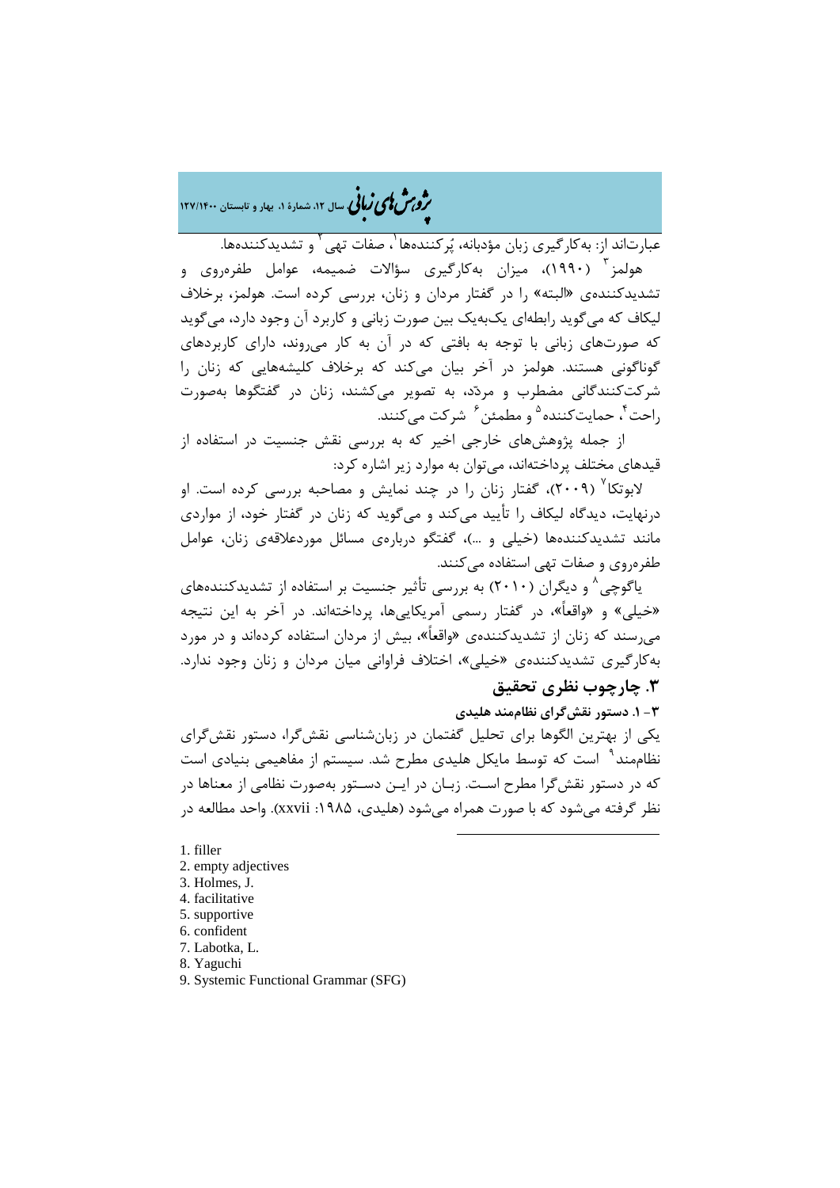عبارت‌اند از: به‌کارگیری زبان مؤدبانه، پُرکننده‌ها[1]، صفات تهی[2] و تشدیدکننده‌ها.

هولمز[3] (۱۹۹۰)، میزان به‌کارگیری سؤالات ضمیمه، عوامل طفره‌روی و تشدیدکننده‌ی «البته» را در گفتار مردان و زنان، بررسی کرده است. هولمز، برخلاف لیکاف که می‌گوید رابطه‌ای یک‌به‌یک بین صورت زبانی و کاربرد آن وجود دارد، می‌گوید که صورت‌های زبانی با توجه به بافتی که در آن به کار می‌روند، دارای کاربردهای گوناگونی هستند. هولمز در آخر بیان می‌کند که برخلاف کلیشه‌هایی که زنان را شرکت‌کنندگانی مضطرب و مردّد، به تصویر می‌کشند، زنان در گفتگوها به‌صورت راحت[4]، حمایت‌کننده[5] و مطمئن[6] شرکت می‌کنند.

از جمله پژوهش‌های خارجی اخیر که به بررسی نقش جنسیت در استفاده از قیدهای مختلف پرداخته‌اند، می‌توان به موارد زیر اشاره کرد:

لابوتکا[7] (۲۰۰۹)، گفتار زنان را در چند نمایش و مصاحبه بررسی کرده است. او درنهایت، دیدگاه لیکاف را تأیید می‌کند و می‌گوید که زنان در گفتار خود، از مواردی مانند تشدیدکننده‌ها (خیلی و ...)، گفتگو درباره‌ی مسائل موردعلاقه‌ی زنان، عوامل طفره‌روی و صفات تهی استفاده می‌کنند.

یاگوچی[8] و دیگران (۲۰۱۰) به بررسی تأثیر جنسیت بر استفاده از تشدیدکننده‌های «خیلی» و «واقعاً»، در گفتار رسمی آمریکایی‌ها، پرداخته‌اند. در آخر به این نتیجه می‌رسند که زنان از تشدیدکننده‌ی «واقعاً»، بیش از مردان استفاده کرده‌اند و در مورد به‌کارگیری تشدیدکننده‌ی «خیلی»، اختلاف فراوانی میان مردان و زنان وجود ندارد.

## ۳. چارچوب نظری تحقیق

### ۳- ۱. دستور نقش‌گرای نظام‌مند هلیدی

یکی از بهترین الگوها برای تحلیل گفتمان در زبان‌شناسی نقش‌گرا، دستور نقش‌گرای نظام‌مند[9] است که توسط مایکل هلیدی مطرح شد. سیستم از مفاهیمی بنیادی است که در دستور نقش‌گرا مطرح است. زبان در این دستور به‌صورت نظامی از معناها در نظر گرفته می‌شود که با صورت همراه می‌شود (هلیدی، ۱۹۸۵: xxvii). واحد مطالعه در

---

1. filler
2. empty adjectives
3. Holmes, J.
4. facilitative
5. supportive
6. confident
7. Labotka, L.
8. Yaguchi
9. Systemic Functional Grammar (SFG)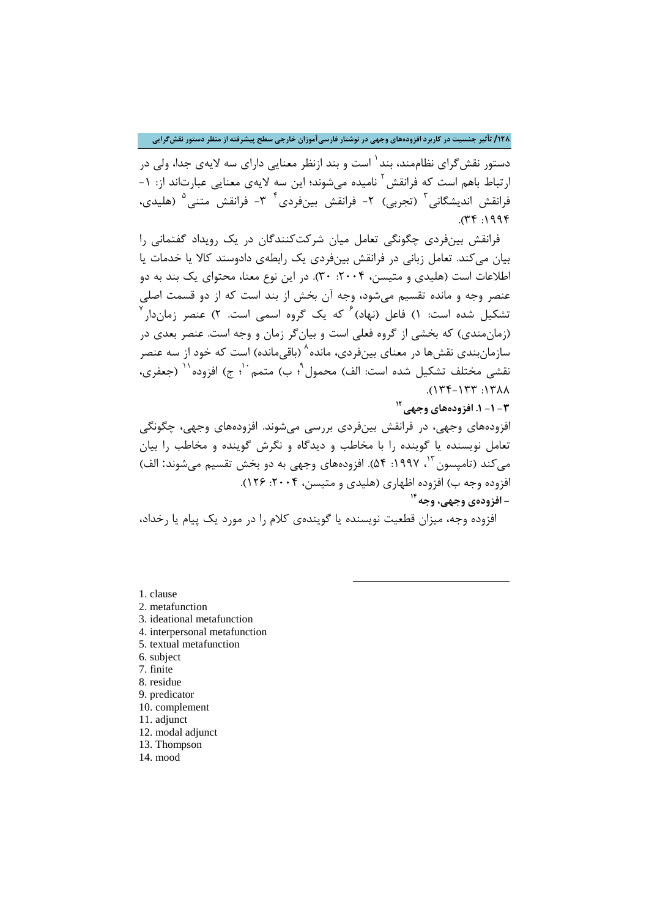دستور نقش‌گرای نظام‌مند، بند[1] است و بند ازنظر معنایی دارای سه لایه‌ی جدا، ولی در ارتباط باهم است که فرانقش[2] نامیده می‌شوند؛ این سه لایه‌ی معنایی عبارت‌اند از: ۱- فرانقش اندیشگانی[3] (تجربی) ۲- فرانقش بینافردی[4] ۳- فرانقش متنی[5] (هلیدی، ۱۹۹۴: ۳۴).

فرانقش بین‌فردی چگونگی تعامل میان شرکت‌کنندگان در یک رویداد گفتمانی را بیان می‌کند. تعامل زبانی در فرانقش بین‌فردی یک رابطه‌ی دادوستد کالا یا خدمات یا اطلاعات است (هلیدی و متیسن، ۲۰۰۴: ۳۰). در این نوع معنا، محتوای یک بند به دو عنصر وجه و مانده تقسیم می‌شود، وجه آن بخش از بند است که از دو قسمت اصلی تشکیل شده است: ۱) فاعل (نهاد)[6] که یک گروه اسمی است. ۲) عنصر زمان‌دار[7] (زمان‌مندی) که بخشی از گروه فعلی است و بیان‌گر زمان و وجه است. عنصر بعدی در سازمان‌بندی نقش‌ها در معنای بین‌فردی، مانده[8] (باقی‌مانده) است که خود از سه عنصر نقشی مختلف تشکیل شده است: الف) محمول[9]؛ ب) متمم[10]؛ ج) افزوده[11] (جعفری، ۱۳۸۸: ۱۳۳-۱۳۴).

### ۳-۱-۱. افزوده‌های وجهی[12]

افزوده‌های وجهی، در فرانقش بین‌فردی بررسی می‌شوند. افزوده‌های وجهی، چگونگی تعامل نویسنده یا گوینده را با مخاطب و دیدگاه و نگرش گوینده و مخاطب را بیان می‌کند (تامپسون[13]، ۱۹۹۷: ۵۴). افزوده‌های وجهی به دو بخش تقسیم می‌شوند: الف) افزوده وجه ب) افزوده اظهاری (هلیدی و متیسن، ۲۰۰۴: ۱۲۶).

**- افزوده‌ی وجهی، وجه**[14]

افزوده وجه، میزان قطعیت نویسنده یا گوینده‌ی کلام را در مورد یک پیام یا رخداد،

---

1. clause
2. metafunction
3. ideational metafunction
4. interpersonal metafunction
5. textual metafunction
6. subject
7. finite
8. residue
9. predicator
10. complement
11. adjunct
12. modal adjunct
13. Thompson
14. mood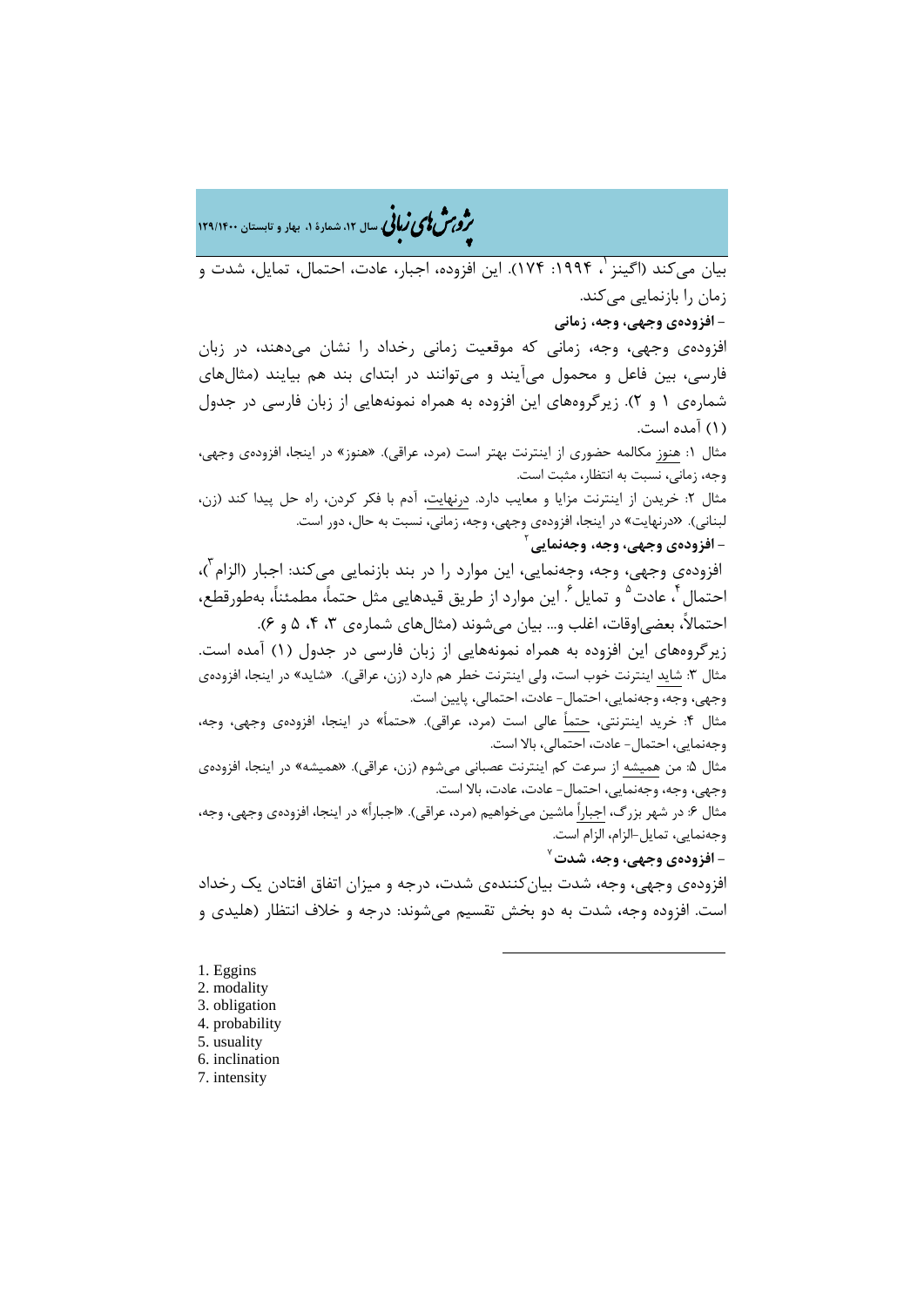بیان می‌کند (اگینز[1]، ۱۹۹۴: ۱۷۴). این افزوده، اجبار، عادت، احتمال، تمایل، شدت و زمان را بازنمایی می‌کند.

**- افزوده‌ی وجهی، وجه، زمانی**

افزوده‌ی وجهی، وجه، زمانی که موقعیت زمانی رخداد را نشان می‌دهند، در زبان فارسی، بین فاعل و محمول می‌آیند و می‌توانند در ابتدای بند هم بیایند (مثال‌های شماره‌ی ۱ و ۲). زیرگروه‌های این افزوده به همراه نمونه‌هایی از زبان فارسی در جدول (۱) آمده است.

مثال ۱: هنوز مکالمه حضوری از اینترنت بهتر است (مرد، عراقی). «هنوز» در اینجا، افزوده‌ی وجهی، وجه، زمانی، نسبت به انتظار، مثبت است.

مثال ۲: خریدن از اینترنت مزایا و معایب دارد. درنهایت، آدم با فکر کردن، راه حل پیدا کند (زن، لبنانی). «درنهایت» در اینجا، افزوده‌ی وجهی، وجه، زمانی، نسبت به حال، دور است.

**- افزوده‌ی وجهی، وجه، وجه‌نمایی[2]**

افزوده‌ی وجهی، وجه، وجه‌نمایی، این موارد را در بند بازنمایی می‌کند: اجبار (الزام[3])، احتمال[4]، عادت[5] و تمایل[6]. این موارد از طریق قیدهایی مثل حتماً، مطمئناً، به‌طورقطع، احتمالاً، بعضی‌اوقات، اغلب و... بیان می‌شوند (مثال‌های شماره‌ی ۳، ۴، ۵ و ۶).

زیرگروه‌های این افزوده به همراه نمونه‌هایی از زبان فارسی در جدول (۱) آمده است.

مثال ۳: شاید اینترنت خوب است، ولی اینترنت خطر هم دارد (زن، عراقی). «شاید» در اینجا، افزوده‌ی وجهی، وجه، وجه‌نمایی، احتمال- عادت، احتمالی، پایین است.

مثال ۴: خرید اینترنتی، حتماً عالی است (مرد، عراقی). «حتماً» در اینجا، افزوده‌ی وجهی، وجه، وجه‌نمایی، احتمال- عادت، احتمالی، بالا است.

مثال ۵: من همیشه از سرعت کم اینترنت عصبانی می‌شوم (زن، عراقی). «همیشه» در اینجا، افزوده‌ی وجهی، وجه، وجه‌نمایی، احتمال- عادت، عادت، بالا است.

مثال ۶: در شهر بزرگ، اجباراً ماشین می‌خواهیم (مرد، عراقی). «اجباراً» در اینجا، افزوده‌ی وجهی، وجه، وجه‌نمایی، تمایل-الزام، الزام است.

**- افزوده‌ی وجهی، وجه، شدت[7]**

افزوده‌ی وجهی، وجه، شدت بیان‌کننده‌ی شدت، درجه و میزان اتفاق افتادن یک رخداد است. افزوده وجه، شدت به دو بخش تقسیم می‌شوند: درجه و خلاف انتظار (هلیدی و

---

1. Eggins
2. modality
3. obligation
4. probability
5. usuality
6. inclination
7. intensity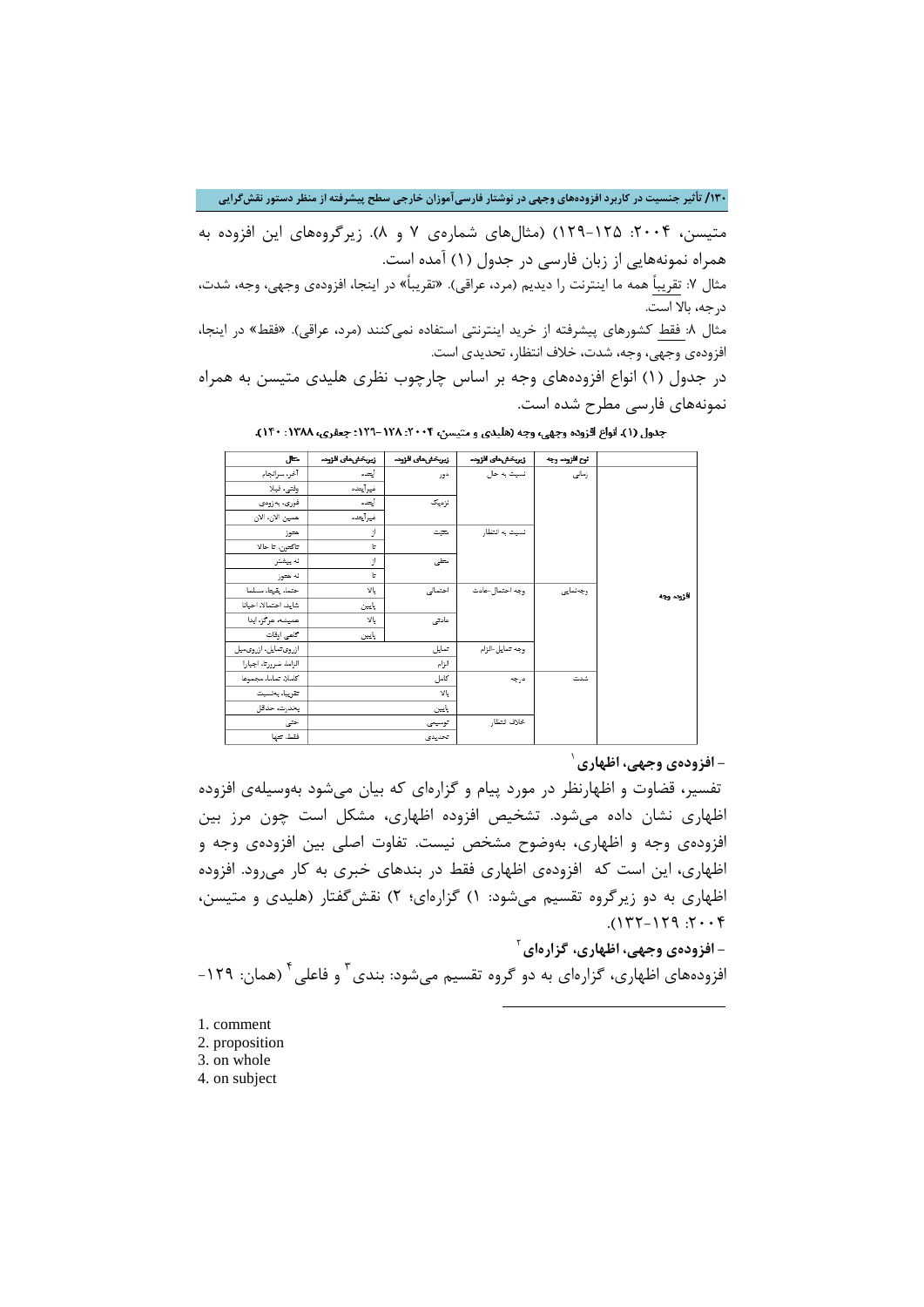متیسن، ۲۰۰۴: ۱۲۵-۱۲۹) (مثال‌های شماره‌ی ۷ و ۸). زیرگروه‌های این افزوده به همراه نمونه‌هایی از زبان فارسی در جدول (۱) آمده است.

مثال ۷: تقریباً همه ما اینترنت را دیدیم (مرد، عراقی). «تقریباً» در اینجا، افزوده‌ی وجهی، وجه، شدت، درجه، بالا است.

مثال ۸: فقط کشورهای پیشرفته از خرید اینترنتی استفاده نمی‌کنند (مرد، عراقی). «فقط» در اینجا، افزوده‌ی وجهی، وجه، شدت، خلاف انتظار، تحدیدی است.

در جدول (۱) انواع افزوده‌های وجه بر اساس چارچوب نظری هلیدی متیسن به همراه نمونه‌های فارسی مطرح شده است.

جدول (۱). انواع افزوده وجهی، وجه (هلیدی و متیسن، ۲۰۰۴: ۱۲۸-۱۲۹؛ جعفری، ۱۳۸۸: ۱۴۰).

| | نوع افزوده وجه | زیربخش‌های افزوده | زیربخش‌های افزوده | زیربخش‌های افزوده | مثال |
|---|---|---|---|---|---|
| افزوده وجه | زمانی | نسبت به حال | دور | آینده | آخر، سرانجام |
| | | | | غیرآینده | وقتی، قبلا |
| | | | نزدیک | آینده | فوری، به زودی |
| | | | | غیرآینده | همین الان، الان |
| | | نسبت به انتظار | مثبت | از | هنوز |
| | | | | تا | تاکنون، تا حالا |
| | | | منفی | از | نه بیشتر |
| | | | | تا | نه هنوز |
| | وجه‌نمایی | وجه احتمال-عادت | احتمالی | بالا | حتما، یقینا، مسلما |
| | | | | پایین | شاید، احتمالا، احیانا |
| | | | عادتی | بالا | همیشه، هرگز، ابدا |
| | | | | پایین | گاهی اوقات |
| | | وجه تمایل-الزام | تمایل | | ازروی‌تمایل، ازروی‌میل |
| | | | الزام | | الزاما، ضرورتا، اجبارا |
| | شدت | درجه | کامل | | کاملا، تماما، مجموعا |
| | | | بالا | | تقریبا، بهشدت |
| | | | پایین | | بهندرت، حداقل |
| | | خلاف انتظار | توسیعی | | حتی |
| | | | تحدیدی | | فقط، تنها |

## - افزوده‌ی وجهی، اظهاری[1]

تفسیر، قضاوت و اظهارنظر در مورد پیام و گزاره‌ای که بیان می‌شود به‌وسیله‌ی افزوده اظهاری نشان داده می‌شود. تشخیص افزوده اظهاری، مشکل است چون مرز بین افزوده‌ی وجه و اظهاری، به‌وضوح مشخص نیست. تفاوت اصلی بین افزوده‌ی وجه و اظهاری، این است که افزوده‌ی اظهاری فقط در بندهای خبری به کار می‌رود. افزوده اظهاری به دو زیرگروه تقسیم می‌شود: ۱) گزاره‌ای؛ ۲) نقش‌گفتار (هلیدی و متیسن، ۲۰۰۴: ۱۲۹-۱۳۲).

## - افزوده‌ی وجهی، اظهاری، گزاره‌ای[2]

افزوده‌های اظهاری، گزاره‌ای به دو گروه تقسیم می‌شود: بندی[3] و فاعلی[4] (همان: ۱۲۹-

---

1. comment
2. proposition
3. on whole
4. on subject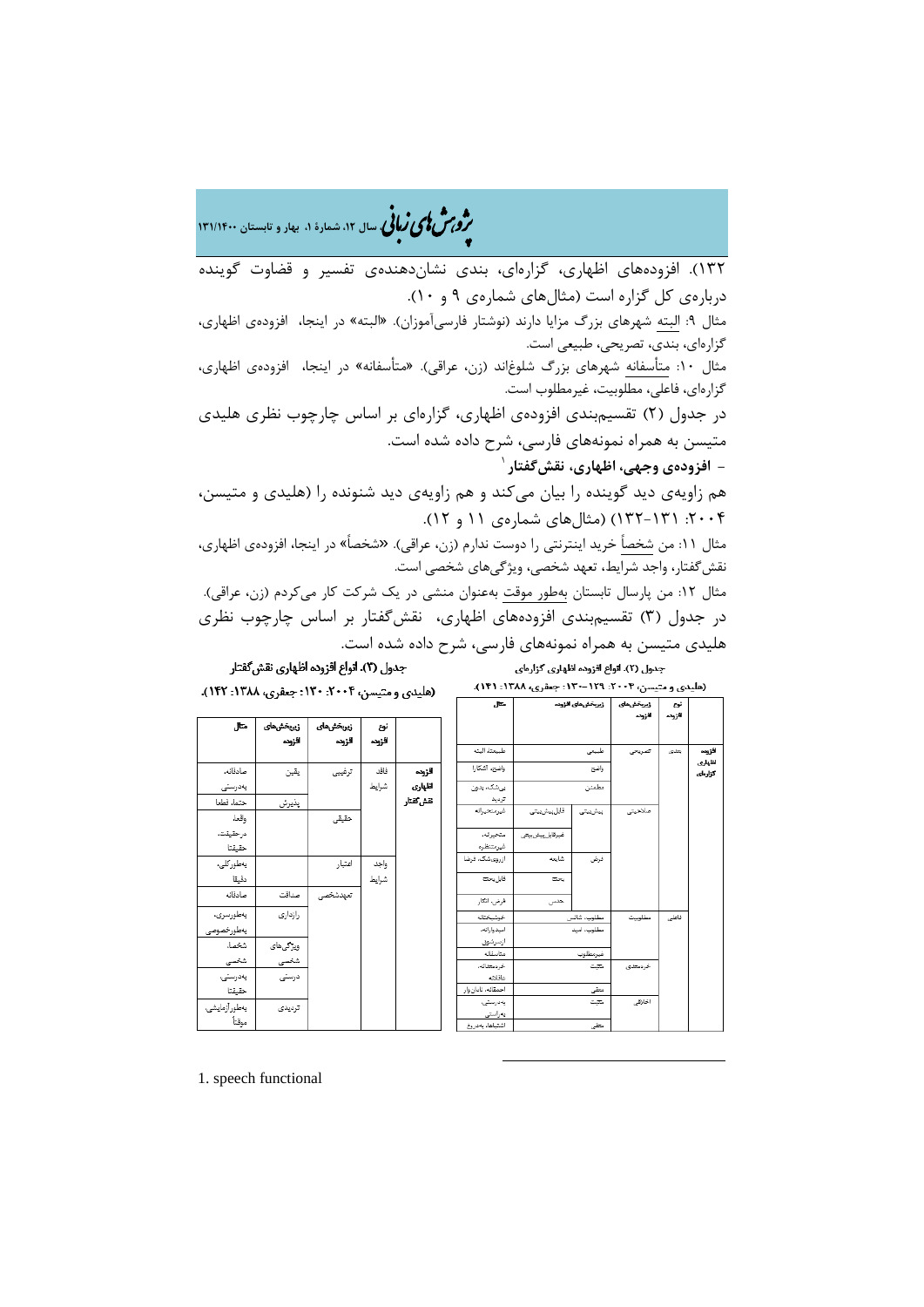۱۳۲). افزوده‌های اظهاری، گزاره‌ای، بندی نشان‌دهنده‌ی تفسیر و قضاوت گوینده درباره‌ی کل گزاره است (مثال‌های شماره‌ی ۹ و ۱۰).

مثال ۹: البته شهرهای بزرگ مزایا دارند (نوشتار فارسی‌آموزان). «البته» در اینجا، افزوده‌ی اظهاری، گزاره‌ای، بندی، تصریحی، طبیعی است.

مثال ۱۰: متأسفانه شهرهای بزرگ شلوغ‌اند (زن، عراقی). «متأسفانه» در اینجا، افزوده‌ی اظهاری، گزاره‌ای، فاعلی، مطلوبیت، غیرمطلوب است.

در جدول (۲) تقسیم‌بندی افزوده‌ی اظهاری، گزاره‌ای بر اساس چارچوب نظری هلیدی متیسن به همراه نمونه‌های فارسی، شرح داده شده است.

### - افزوده‌ی وجهی، اظهاری، نقش‌گفتار[1]

هم زاویه‌ی دید گوینده را بیان می‌کند و هم زاویه‌ی دید شنونده را (هلیدی و متیسن، ۲۰۰۴: ۱۳۱-۱۳۲) (مثال‌های شماره‌ی ۱۱ و ۱۲).

مثال ۱۱: من شخصاً خرید اینترنتی را دوست ندارم (زن، عراقی). «شخصاً» در اینجا، افزوده‌ی اظهاری، نقش‌گفتار، واجد شرایط، تعهد شخصی، ویژگی‌های شخصی است.

مثال ۱۲: من پارسال تابستان به‌طور موقت به‌عنوان منشی در یک شرکت کار می‌کردم (زن، عراقی).

در جدول (۳) تقسیم‌بندی افزوده‌های اظهاری، نقش‌گفتار بر اساس چارچوب نظری هلیدی متیسن به همراه نمونه‌های فارسی، شرح داده شده است.

جدول (۲). انواع افزوده اظهاری، گزاره‌ای (هلیدی و متیسن، ۲۰۰۴: ۱۲۹–۱۳۰؛ جعفری، ۱۳۸۸: ۱۴۱).

| | نوع افزوده | زیربخش‌های افزوده | زیربخش‌های افزوده | | مثال |
|---|---|---|---|---|---|
| افزوده اظهاری، گزاره‌ای | بندی | تصریحی | طبیعی | | طبیعتاً، البته |
| | | | واضح | | واضحه، آشکارا |
| | | | مطمئن | | بی‌شک، بدون تردید |
| | | صلاحیتی | پیش‌بینی | قابل‌پیش‌بینی | شیرمنتظره |
| | | | | غیرقابل‌پیش‌بینی | متحیرانه، غیرمنتظره |
| | | | فرض | شایعه | ازروی‌شک، فرضا |
| | | | | بحث | قابل‌بحث |
| | | | | حدس | فرض، انگار |
| | فاعلی | مطلوبیت | مطلوب، شانس | | خوشبختانه |
| | | | مطلوب، امید | | امیدوارانه، آرزومندی |
| | | | غیرمطلوب | | متاسفانه |
| | | خردمندی | مثبت | | خردمندانه، عاقلانه |
| | | | منفی | | احمقانه، نادان‌وار |
| | | اخلاقی | مثبت | | به‌درستی، به‌راستی |
| | | | منفی | | اشتباها، به‌دروغ |

جدول (۳). انواع افزوده اظهاری نقش‌گفتار (هلیدی و متیسن، ۲۰۰۴: ۱۳۰؛ جعفری، ۱۳۸۸: ۱۴۲).

| | نوع افزوده | زیربخش‌های افزوده | زیربخش‌های افزوده | مثال |
|---|---|---|---|---|
| افزوده اظهاری نقش‌گفتار | فاقد شرایط | ترغیبی | یقین | صادقانه، به‌درستی |
| | | | پذیرش | حتما، قطعا |
| | | حقیقی | | واقعا، درحقیقت، حقیقتا |
| | واجد شرایط | اعتبار | | به‌طورکلی، دقیقا |
| | | تعهدشخصی | صداقت | صادقانه |
| | | | رازداری | به‌طورسری، به‌طورخصوصی |
| | | | ویژگی‌های شخصی | شخصا، شخصی |
| | | | درستی | به‌درستی، حقیقتا |
| | | | تردیدی | به‌طورآزمایشی، موقتاً |

---

1. speech functional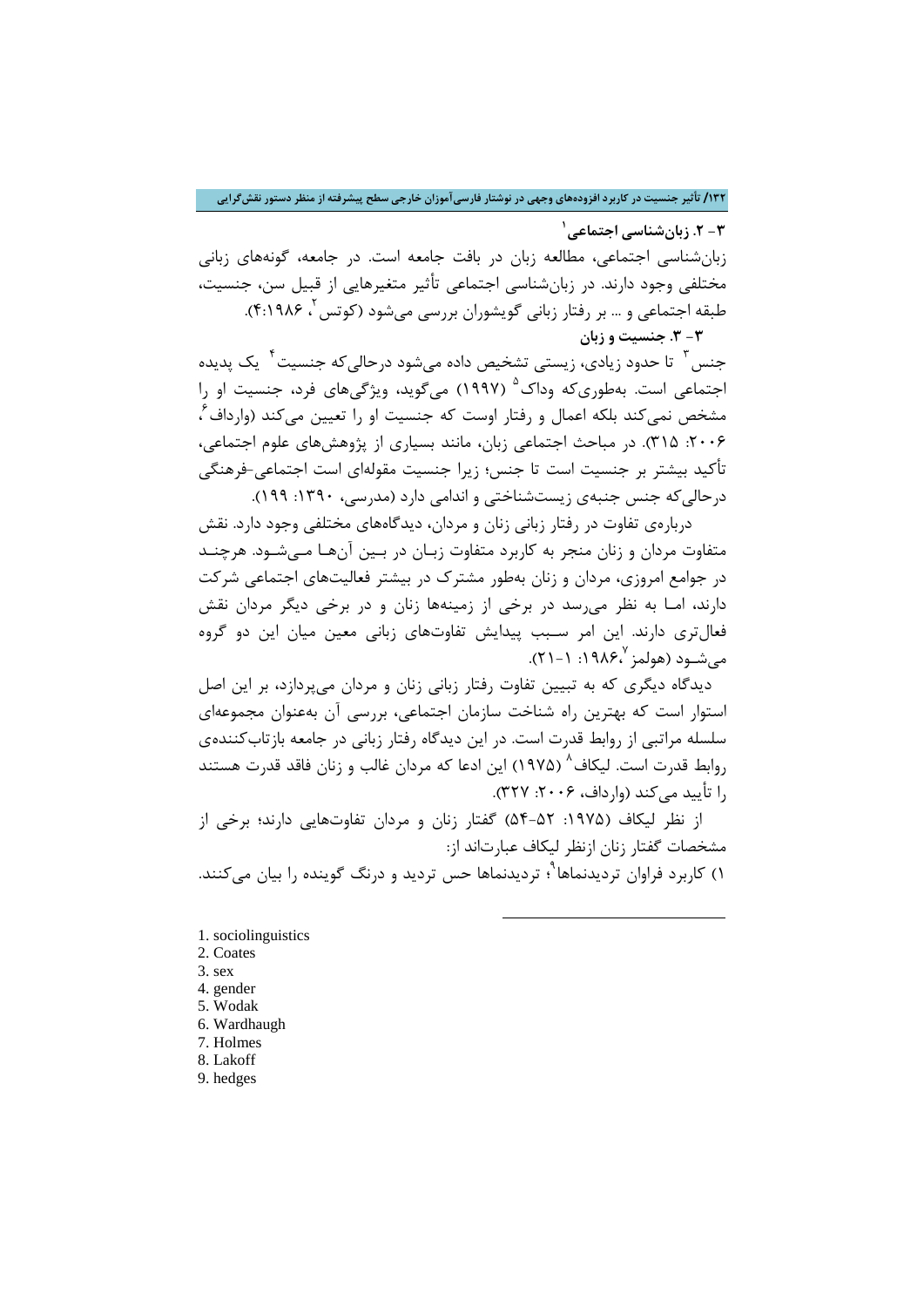### ۳- ۲. زبان‌شناسی اجتماعی[1]

زبان‌شناسی اجتماعی، مطالعه زبان در بافت جامعه است. در جامعه، گونه‌های زبانی مختلفی وجود دارند. در زبان‌شناسی اجتماعی تأثیر متغیرهایی از قبیل سن، جنسیت، طبقه اجتماعی و ... بر رفتار زبانی گویشوران بررسی می‌شود (کوتس[2]، ۱۹۸۶:۴).

### ۳- ۳. جنسیت و زبان

جنس[3] تا حدود زیادی، زیستی تشخیص داده می‌شود درحالی‌که جنسیت[4] یک پدیده اجتماعی است. به‌طوری‌که وداک[5] (۱۹۹۷) می‌گوید، ویژگی‌های فرد، جنسیت او را مشخص نمی‌کند بلکه اعمال و رفتار اوست که جنسیت او را تعیین می‌کند (وارداف[6]، ۲۰۰۶: ۳۱۵). در مباحث اجتماعی زبان، مانند بسیاری از پژوهش‌های علوم اجتماعی، تأکید بیشتر بر جنسیت است تا جنس؛ زیرا جنسیت مقوله‌ای است اجتماعی-فرهنگی درحالی‌که جنس جنبه‌ی زیست‌شناختی و اندامی دارد (مدرسی، ۱۳۹۰: ۱۹۹).

درباره‌ی تفاوت در رفتار زبانی زنان و مردان، دیدگاه‌های مختلفی وجود دارد. نقش متفاوت مردان و زنان منجر به کاربرد متفاوت زبان در بین آن‌ها می‌شود. هرچند در جوامع امروزی، مردان و زنان به‌طور مشترک در بیشتر فعالیت‌های اجتماعی شرکت دارند، اما به نظر می‌رسد در برخی از زمینه‌ها زنان و در برخی دیگر مردان نقش فعال‌تری دارند. این امر سبب پیدایش تفاوت‌های زبانی معین میان این دو گروه می‌شود (هولمز[7]،۱۹۸۶: ۱-۲۱).

دیدگاه دیگری که به تبیین تفاوت رفتار زبانی زنان و مردان می‌پردازد، بر این اصل استوار است که بهترین راه شناخت سازمان اجتماعی، بررسی آن به‌عنوان مجموعه‌ای سلسله مراتبی از روابط قدرت است. در این دیدگاه رفتار زبانی در جامعه بازتاب‌کننده‌ی روابط قدرت است. لیکاف[8] (۱۹۷۵) این ادعا که مردان غالب و زنان فاقد قدرت هستند را تأیید می‌کند (وارداف، ۲۰۰۶: ۳۲۷).

از نظر لیکاف (۱۹۷۵: ۵۲-۵۴) گفتار زنان و مردان تفاوت‌هایی دارند؛ برخی از مشخصات گفتار زنان ازنظر لیکاف عبارت‌اند از:

۱) کاربرد فراوان تردیدنماها[9]؛ تردیدنماها حس تردید و درنگ گوینده را بیان می‌کنند.

---

1. sociolinguistics
2. Coates
3. sex
4. gender
5. Wodak
6. Wardhaugh
7. Holmes
8. Lakoff
9. hedges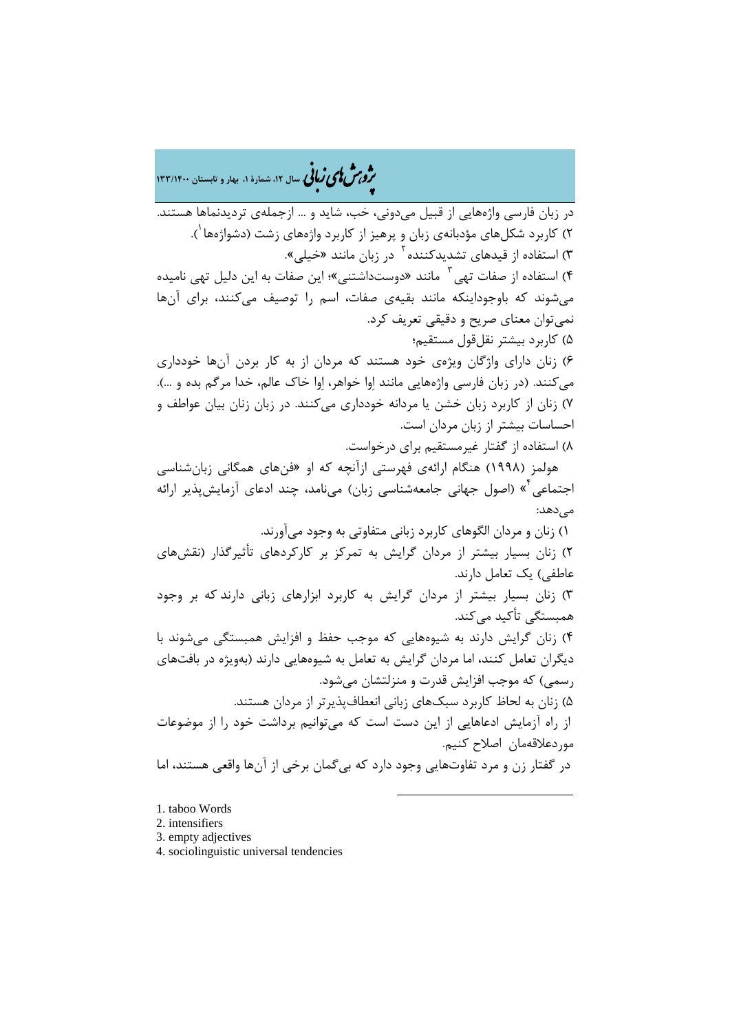در زبان فارسی واژه‌هایی از قبیل می‌دونی، خب، شاید و ... ازجمله‌ی تردیدنماها هستند.

۲) کاربرد شکل‌های مؤدبانه‌ی زبان و پرهیز از کاربرد واژه‌های زشت (دشواژه‌ها[1]).

۳) استفاده از قیدهای تشدیدکننده[2] در زبان مانند «خیلی».

۴) استفاده از صفات تهی[3] مانند «دوست‌داشتنی»؛ این صفات به این دلیل تهی نامیده می‌شوند که باوجوداینکه مانند بقیه‌ی صفات، اسم را توصیف می‌کنند، برای آن‌ها نمی‌توان معنای صریح و دقیقی تعریف کرد.

۵) کاربرد بیشتر نقل‌قول مستقیم؛

۶) زنان دارای واژگان ویژه‌ی خود هستند که مردان از به کار بردن آن‌ها خودداری می‌کنند. (در زبان فارسی واژه‌هایی مانند اِوا خواهر، اِوا خاک عالم، خدا مرگم بده و ...).

۷) زنان از کاربرد زبان خشن یا مردانه خودداری می‌کنند. در زبان زنان بیان عواطف و احساسات بیشتر از زبان مردان است.

۸) استفاده از گفتار غیرمستقیم برای درخواست.

هولمز (۱۹۹۸) هنگام ارائه‌ی فهرستی ازآنچه که او «فن‌های همگانی زبان‌شناسی اجتماعی[4]» (اصول جهانی جامعه‌شناسی زبان) می‌نامد، چند ادعای آزمایش‌پذیر ارائه می‌دهد:

۱) زنان و مردان الگوهای کاربرد زبانی متفاوتی به وجود می‌آورند.

۲) زنان بسیار بیشتر از مردان گرایش به تمرکز بر کارکردهای تأثیرگذار (نقش‌های عاطفی) یک تعامل دارند.

۳) زنان بسیار بیشتر از مردان گرایش به کاربرد ابزارهای زبانی دارند که بر وجود همبستگی تأکید می‌کند.

۴) زنان گرایش دارند به شیوه‌هایی که موجب حفظ و افزایش همبستگی می‌شوند با دیگران تعامل کنند، اما مردان گرایش به تعامل به شیوه‌هایی دارند (به‌ویژه در بافت‌های رسمی) که موجب افزایش قدرت و منزلتشان می‌شود.

۵) زنان به لحاظ کاربرد سبک‌های زبانی انعطاف‌پذیرتر از مردان هستند.

از راه آزمایش ادعاهایی از این دست است که می‌توانیم برداشت خود را از موضوعات موردعلاقه‌مان اصلاح کنیم.

در گفتار زن و مرد تفاوت‌هایی وجود دارد که بی‌گمان برخی از آن‌ها واقعی هستند، اما

---

1. taboo Words
2. intensifiers
3. empty adjectives
4. sociolinguistic universal tendencies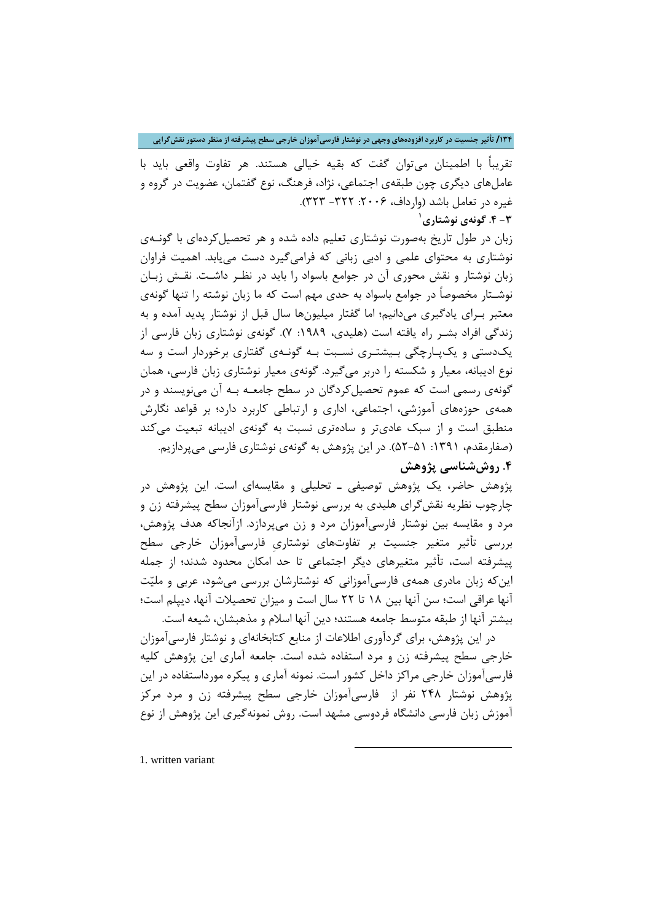تقریباً با اطمینان می‌توان گفت که بقیه خیالی هستند. هر تفاوت واقعی باید با عامل‌های دیگری چون طبقه‌ی اجتماعی، نژاد، فرهنگ، نوع گفتمان، عضویت در گروه و غیره در تعامل باشد (وارداف، ۲۰۰۶: ۳۲۲- ۳۲۳).

### ۳- ۴. گونه‌ی نوشتاری[1]

زبان در طول تاریخ به‌صورت نوشتاری تعلیم داده شده و هر تحصیل‌کرده‌ای با گونه‌ی نوشتاری به محتوای علمی و ادبی زبانی که فرامی‌گیرد دست می‌یابد. اهمیت فراوان زبان نوشتار و نقش محوری آن در جوامع باسواد را باید در نظر داشت. نقش زبان نوشتار مخصوصاً در جوامع باسواد به حدی مهم است که ما زبان نوشته را تنها گونه‌ی معتبر برای یادگیری می‌دانیم؛ اما گفتار میلیون‌ها سال قبل از نوشتار پدید آمده و به زندگی افراد بشر راه یافته است (هلیدی، ۱۹۸۹: ۷). گونه‌ی نوشتاری زبان فارسی از یک‌دستی و یک‌پارچگی بیشتری نسبت به گونه‌ی گفتاری برخوردار است و سه نوع ادیبانه، معیار و شکسته را دربر می‌گیرد. گونه‌ی معیار نوشتاری زبان فارسی، همان گونه‌ی رسمی است که عموم تحصیل‌کردگان در سطح جامعه به آن می‌نویسند و در همه‌ی حوزه‌های آموزشی، اجتماعی، اداری و ارتباطی کاربرد دارد؛ بر قواعد نگارش منطبق است و از سبک عادی‌تر و ساده‌تری نسبت به گونه‌ی ادیبانه تبعیت می‌کند (صفارمقدم، ۱۳۹۱: ۵۱-۵۲). در این پژوهش به گونه‌ی نوشتاری فارسی می‌پردازیم.

## ۴. روش‌شناسی پژوهش

پژوهش حاضر، یک پژوهش توصیفی ـ تحلیلی و مقایسه‌ای است. این پژوهش در چارچوب نظریه نقش‌گرای هلیدی به بررسی نوشتار فارسی‌آموزان سطح پیشرفته زن و مرد و مقایسه بین نوشتار فارسی‌آموزان مرد و زن می‌پردازد. ازآنجاکه هدف پژوهش، بررسی تأثیر متغیر جنسیت بر تفاوت‌های نوشتاریِ فارسی‌آموزان خارجی سطح پیشرفته است، تأثیر متغیرهای دیگر اجتماعی تا حد امکان محدود شدند؛ از جمله این‌که زبان مادری همه‌ی فارسی‌آموزانی که نوشتارشان بررسی می‌شود، عربی و ملیّت آنها عراقی است؛ سن آنها بین ۱۸ تا ۲۲ سال است و میزان تحصیلات آنها، دیپلم است؛ بیشتر آنها از طبقه متوسط جامعه هستند؛ دین آنها اسلام و مذهبشان، شیعه است.

در این پژوهش، برای گردآوری اطلاعات از منابع کتابخانه‌ای و نوشتار فارسی‌آموزان خارجی سطح پیشرفته زن و مرد استفاده شده است. جامعه آماری این پژوهش کلیه فارسی‌آموزان خارجی مراکز داخل کشور است. نمونه آماری و پیکره مورداستفاده در این پژوهش نوشتار ۲۴۸ نفر از فارسی‌آموزان خارجی سطح پیشرفته زن و مرد مرکز آموزش زبان فارسی دانشگاه فردوسی مشهد است. روش نمونه‌گیری این پژوهش از نوع

---

1. written variant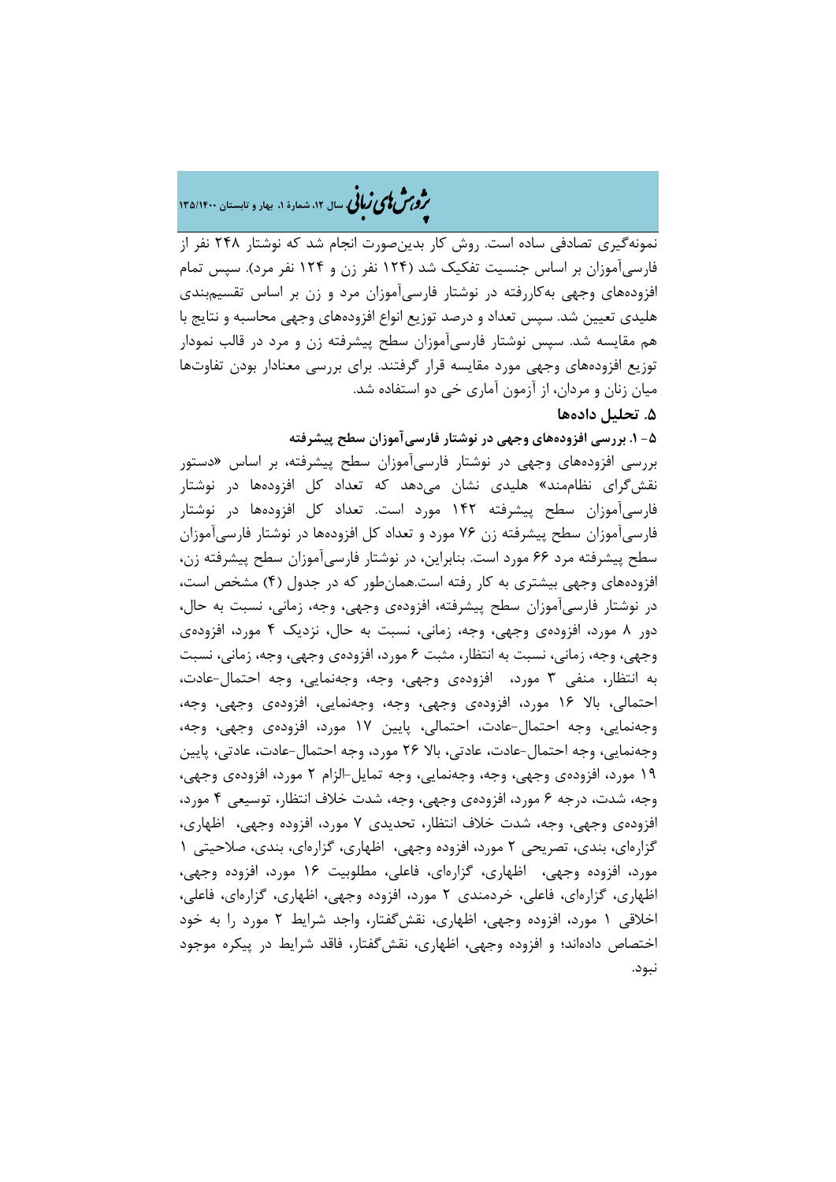نمونه‌گیری تصادفی ساده است. روش کار بدین‌صورت انجام شد که نوشتار ۲۴۸ نفر از فارسی‌آموزان بر اساس جنسیت تفکیک شد (۱۲۴ نفر زن و ۱۲۴ نفر مرد). سپس تمام افزوده‌های وجهی به‌کاررفته در نوشتار فارسی‌آموزان مرد و زن بر اساس تقسیم‌بندی هلیدی تعیین شد. سپس تعداد و درصد توزیع انواع افزوده‌های وجهی محاسبه و نتایج با هم مقایسه شد. سپس نوشتار فارسی‌آموزان سطح پیشرفته زن و مرد در قالب نمودار توزیع افزوده‌های وجهی مورد مقایسه قرار گرفتند. برای بررسی معنادار بودن تفاوت‌ها میان زنان و مردان، از آزمون آماری خی دو استفاده شد.

## ۵. تحلیل داده‌ها

### ۵- ۱. بررسی افزوده‌های وجهی در نوشتار فارسی‌آموزان سطح پیشرفته

بررسی افزوده‌های وجهی در نوشتار فارسی‌آموزان سطح پیشرفته، بر اساس «دستور نقش‌گرای نظام‌مند» هلیدی نشان می‌دهد که تعداد کل افزوده‌ها در نوشتار فارسی‌آموزان سطح پیشرفته ۱۴۲ مورد است. تعداد کل افزوده‌ها در نوشتار فارسی‌آموزان سطح پیشرفته زن ۷۶ مورد و تعداد کل افزوده‌ها در نوشتار فارسی‌آموزان سطح پیشرفته مرد ۶۶ مورد است. بنابراین، در نوشتار فارسی‌آموزان سطح پیشرفته زن، افزوده‌های وجهی بیشتری به کار رفته است.همان‌طور که در جدول (۴) مشخص است، در نوشتار فارسی‌آموزان سطح پیشرفته، افزوده‌ی وجهی، وجه، زمانی، نسبت به حال، دور ۸ مورد، افزوده‌ی وجهی، وجه، زمانی، نسبت به حال، نزدیک ۴ مورد، افزوده‌ی وجهی، وجه، زمانی، نسبت به انتظار، مثبت ۶ مورد، افزوده‌ی وجهی، وجه، زمانی، نسبت به انتظار، منفی ۳ مورد، افزوده‌ی وجهی، وجه، وجه‌نمایی، وجه احتمال-عادت، احتمالی، بالا ۱۶ مورد، افزوده‌ی وجهی، وجه، وجه‌نمایی، افزوده‌ی وجهی، وجه، وجه‌نمایی، وجه احتمال-عادت، احتمالی، پایین ۱۷ مورد، افزوده‌ی وجهی، وجه، وجه‌نمایی، وجه احتمال-عادت، عادتی، بالا ۲۶ مورد، وجه احتمال-عادت، عادتی، پایین ۱۹ مورد، افزوده‌ی وجهی، وجه، وجه‌نمایی، وجه تمایل-الزام ۲ مورد، افزوده‌ی وجهی، وجه، شدت، درجه ۶ مورد، افزوده‌ی وجهی، وجه، شدت خلاف انتظار، توسیعی ۴ مورد، افزوده‌ی وجهی، وجه، شدت خلاف انتظار، تحدیدی ۷ مورد، افزوده وجهی، اظهاری، گزاره‌ای، بندی، تصریحی ۲ مورد، افزوده وجهی، اظهاری، گزاره‌ای، بندی، صلاحیتی ۱ مورد، افزوده وجهی، اظهاری، گزاره‌ای، فاعلی، مطلوبیت ۱۶ مورد، افزوده وجهی، اظهاری، گزاره‌ای، فاعلی، خردمندی ۲ مورد، افزوده وجهی، اظهاری، گزاره‌ای، فاعلی، اخلاقی ۱ مورد، افزوده وجهی، اظهاری، نقش‌گفتار، واجد شرایط ۲ مورد را به خود اختصاص داده‌اند؛ و افزوده وجهی، اظهاری، نقش‌گفتار، فاقد شرایط در پیکره موجود نبود.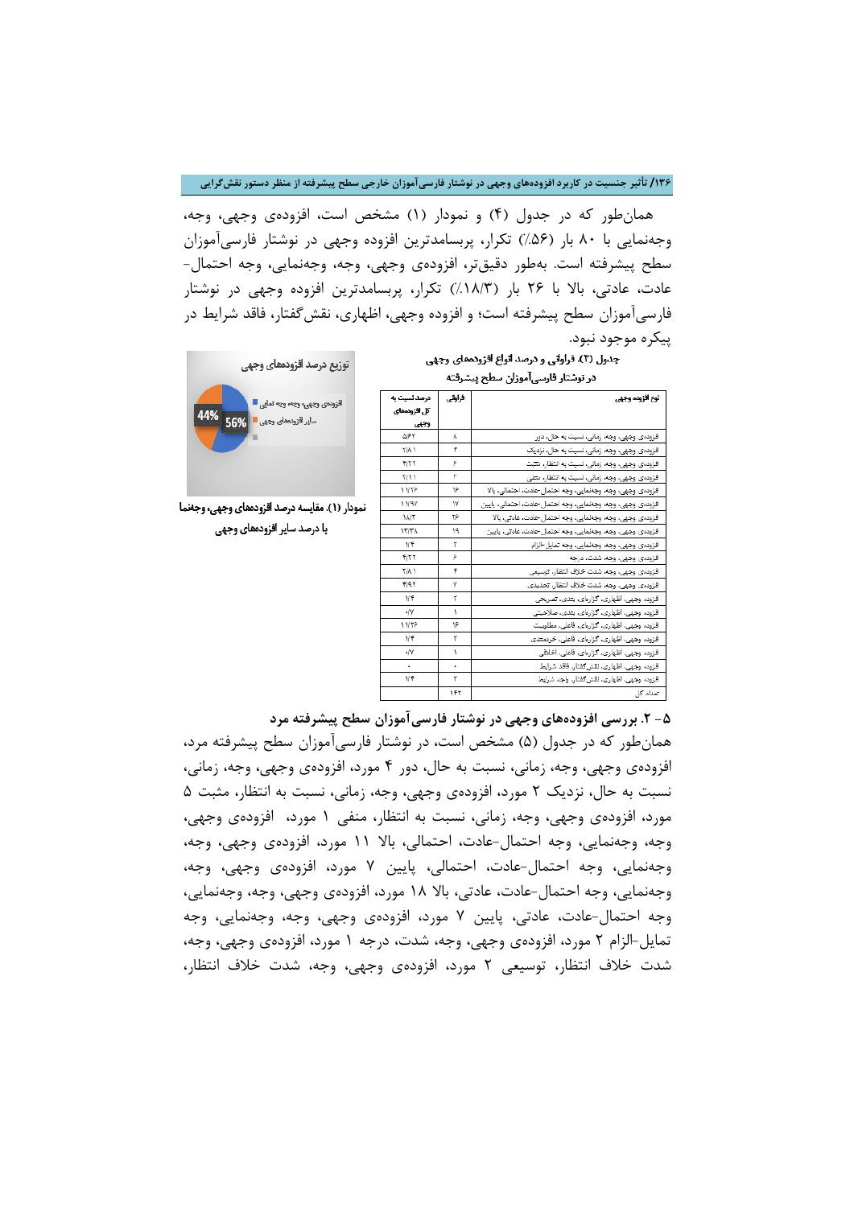همان‌طور که در جدول (۴) و نمودار (۱) مشخص است، افزوده‌ی وجهی، وجه، وجه‌نمایی با ۸۰ بار (۵۶٪) تکرار، پربسامدترین افزوده وجهی در نوشتار فارسی‌آموزان سطح پیشرفته است. به‌طور دقیق‌تر، افزوده‌ی وجهی، وجه، وجه‌نمایی، وجه احتمال-عادت، عادتی، بالا با ۲۶ بار (۱۸/۳٪) تکرار، پربسامدترین افزوده وجهی در نوشتار فارسی‌آموزان سطح پیشرفته است؛ و افزوده وجهی، اظهاری، نقش‌گفتار، فاقد شرایط در پیکره موجود نبود.

جدول (۴). فراوانی و درصد انواع افزوده‌های وجهی در نوشتار فارسی‌آموزان سطح پیشرفته

| نوع افزوده وجهی | فراوانی | درصد نسبت به کل افزوده‌های وجهی |
|---|---|---|
| فزوده‌ی وجهی، وجه، زمانی، نسبت به حال، دور | ۸ | ۵/۶۳ |
| فزوده‌ی وجهی، وجه، زمانی، نسبت به حال، نزدیک | ۴ | ۲/۸۱ |
| فزوده‌ی وجهی، وجه، زمانی، نسبت به انتظار، مثبت | ۶ | ۴/۲۲ |
| فزوده‌ی وجهی، وجه، زمانی، نسبت به انتظار، منفی | ۳ | ۲/۱۱ |
| فزوده‌ی وجهی، وجه، وجه‌نمایی، وجه احتمال-عادت، احتمالی، بالا | ۱۶ | ۱۱/۲۶ |
| فزوده‌ی وجهی، وجه، وجه‌نمایی، وجه احتمال-عادت، احتمالی، پایین | ۱۷ | ۱۱/۹۷ |
| فزوده‌ی وجهی، وجه، وجه‌نمایی، وجه احتمال-عادت، عادتی، بالا | ۲۶ | ۱۸/۳ |
| فزوده‌ی وجهی، وجه، وجه‌نمایی، وجه احتمال-عادت، عادتی، پایین | ۱۹ | ۱۳/۳۸ |
| فزوده‌ی وجهی، وجه، وجه‌نمایی، وجه تمایل-الزام | ۲ | ۱/۴ |
| فزوده‌ی وجهی، وجه، شدت، درجه | ۶ | ۴/۲۲ |
| فزوده‌ی وجهی، وجه، شدت خلاف انتظار، توسیعی | ۴ | ۲/۸۱ |
| فزوده‌ی وجهی، وجه، شدت خلاف انتظار، تحدیدی | ۷ | ۴/۹۲ |
| فزوده‌ی وجهی، اظهاری، گزاره‌ای، بندی، تصریحی | ۲ | ۱/۴ |
| فزوده‌ی وجهی، اظهاری، گزاره‌ای، بندی، صلاحیتی | ۱ | ۰/۷ |
| فزوده‌ی وجهی، اظهاری، گزاره‌ای، فاعلی، مطلوبیت | ۱۶ | ۱۱/۲۶ |
| فزوده‌ی وجهی، اظهاری، گزاره‌ای، فاعلی، خردمندی | ۲ | ۱/۴ |
| فزوده‌ی وجهی، اظهاری، گزاره‌ای، فاعلی، اخلاقی | ۱ | ۰/۷ |
| فزوده‌ی وجهی، اظهاری، نقش‌گفتار، فاقد شرایط | ۰ | ۰ |
| فزوده‌ی وجهی، اظهاری، نقش‌گفتار، واجد شرایط | ۲ | ۱/۴ |
| تعداد کل | ۱۴۲ | |

توزیع درصد افزوده‌های وجهی

- افزوده‌ی وجهی، وجه وجه نمایی: 56%
- سایر افزوده‌های وجهی: 44%

نمودار (۱). مقایسه درصد افزوده‌های وجهی، وجه‌نما با درصد سایر افزوده‌های وجهی

## ۵- ۲. بررسی افزوده‌های وجهی در نوشتار فارسی‌آموزان سطح پیشرفته مرد

همان‌طور که در جدول (۵) مشخص است، در نوشتار فارسی‌آموزان سطح پیشرفته مرد، افزوده‌ی وجهی، وجه، زمانی، نسبت به حال، دور ۴ مورد، افزوده‌ی وجهی، وجه، زمانی، نسبت به حال، نزدیک ۲ مورد، افزوده‌ی وجهی، وجه، زمانی، نسبت به انتظار، مثبت ۵ مورد، افزوده‌ی وجهی، وجه، زمانی، نسبت به انتظار، منفی ۱ مورد، افزوده‌ی وجهی، وجه، وجه‌نمایی، وجه احتمال-عادت، احتمالی، بالا ۱۱ مورد، افزوده‌ی وجهی، وجه، وجه‌نمایی، وجه احتمال-عادت، احتمالی، پایین ۷ مورد، افزوده‌ی وجهی، وجه، وجه‌نمایی، وجه احتمال-عادت، عادتی، بالا ۱۸ مورد، افزوده‌ی وجهی، وجه، وجه‌نمایی، وجه احتمال-عادت، عادتی، پایین ۷ مورد، افزوده‌ی وجهی، وجه، وجه‌نمایی، وجه تمایل-الزام ۲ مورد، افزوده‌ی وجهی، وجه، شدت، درجه ۱ مورد، افزوده‌ی وجهی، وجه، شدت خلاف انتظار، توسیعی ۲ مورد، افزوده‌ی وجهی، وجه، شدت خلاف انتظار،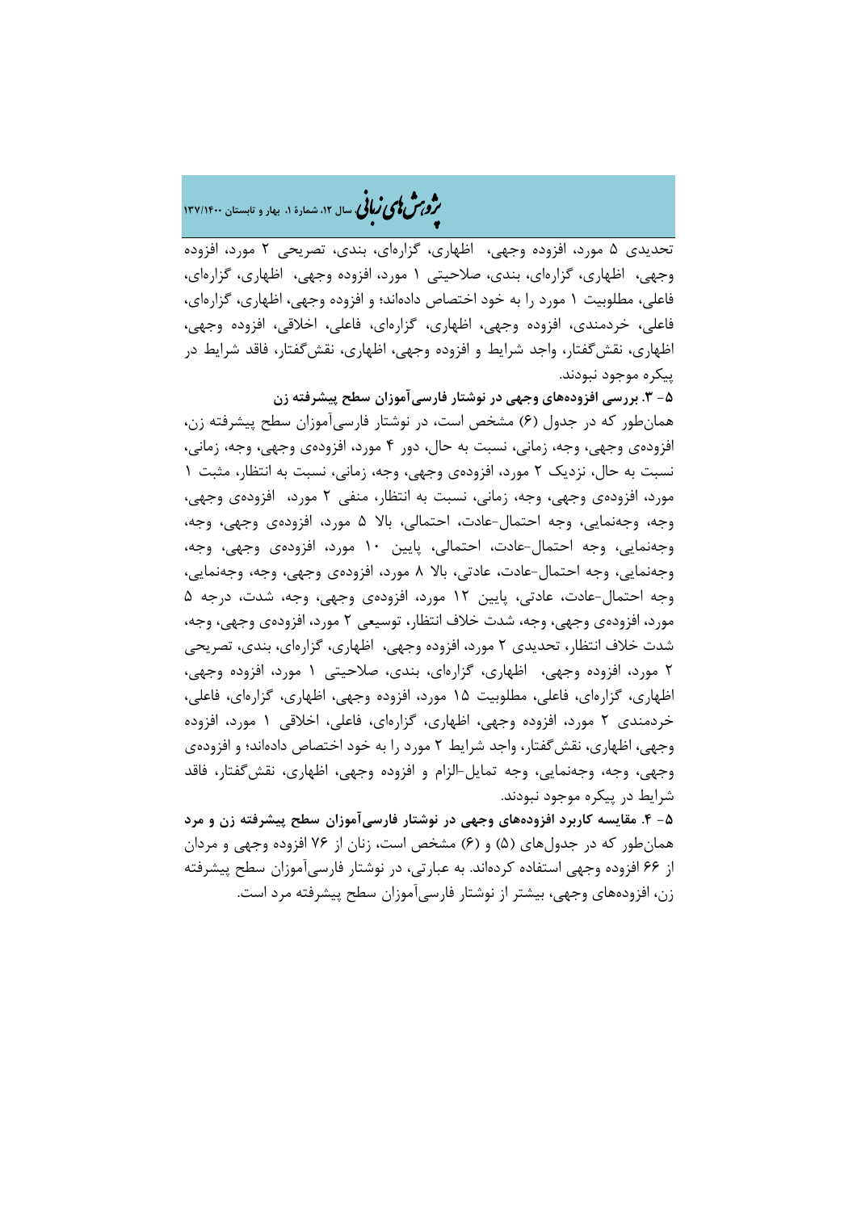تحدیدی ۵ مورد، افزوده وجهی، اظهاری، گزاره‌ای، بندی، تصریحی ۲ مورد، افزوده وجهی، اظهاری، گزاره‌ای، بندی، صلاحیتی ۱ مورد، افزوده وجهی، اظهاری، گزاره‌ای، فاعلی، مطلوبیت ۱ مورد را به خود اختصاص داده‌اند؛ و افزوده وجهی، اظهاری، گزاره‌ای، فاعلی، خردمندی، افزوده وجهی، اظهاری، گزاره‌ای، فاعلی، اخلاقی، افزوده وجهی، اظهاری، نقش‌گفتار، واجد شرایط و افزوده وجهی، اظهاری، نقش‌گفتار، فاقد شرایط در پیکره موجود نبودند.

**۵- ۳. بررسی افزوده‌های وجهی در نوشتار فارسی‌آموزان سطح پیشرفته زن**

همان‌طور که در جدول (۶) مشخص است، در نوشتار فارسی‌آموزان سطح پیشرفته زن، افزوده‌ی وجهی، وجه، زمانی، نسبت به حال، دور ۴ مورد، افزوده‌ی وجهی، وجه، زمانی، نسبت به حال، نزدیک ۲ مورد، افزوده‌ی وجهی، وجه، زمانی، نسبت به انتظار، مثبت ۱ مورد، افزوده‌ی وجهی، وجه، زمانی، نسبت به انتظار، منفی ۲ مورد، افزوده‌ی وجهی، وجه، وجه‌نمایی، وجه احتمال-عادت، احتمالی، بالا ۵ مورد، افزوده‌ی وجهی، وجه، وجه‌نمایی، وجه احتمال-عادت، احتمالی، پایین ۱۰ مورد، افزوده‌ی وجهی، وجه، وجه‌نمایی، وجه احتمال-عادت، عادتی، بالا ۸ مورد، افزوده‌ی وجهی، وجه، وجه‌نمایی، وجه احتمال-عادت، عادتی، پایین ۱۲ مورد، افزوده‌ی وجهی، وجه، شدت، درجه ۵ مورد، افزوده‌ی وجهی، وجه، شدت خلاف انتظار، توسیعی ۲ مورد، افزوده‌ی وجهی، وجه، شدت خلاف انتظار، تحدیدی ۲ مورد، افزوده وجهی، اظهاری، گزاره‌ای، بندی، تصریحی ۲ مورد، افزوده وجهی، اظهاری، گزاره‌ای، بندی، صلاحیتی ۱ مورد، افزوده وجهی، اظهاری، گزاره‌ای، فاعلی، مطلوبیت ۱۵ مورد، افزوده وجهی، اظهاری، گزاره‌ای، فاعلی، خردمندی ۲ مورد، افزوده وجهی، اظهاری، گزاره‌ای، فاعلی، اخلاقی ۱ مورد، افزوده وجهی، اظهاری، نقش‌گفتار، واجد شرایط ۲ مورد را به خود اختصاص داده‌اند؛ و افزوده‌ی وجهی، وجه، وجه‌نمایی، وجه تمایل-الزام و افزوده وجهی، اظهاری، نقش‌گفتار، فاقد شرایط در پیکره موجود نبودند.

**۵- ۴. مقایسه کاربرد افزوده‌های وجهی در نوشتار فارسی‌آموزان سطح پیشرفته زن و مرد**

همان‌طور که در جدول‌های (۵) و (۶) مشخص است، زنان از ۷۶ افزوده وجهی و مردان از ۶۶ افزوده وجهی استفاده کرده‌اند. به عبارتی، در نوشتار فارسی‌آموزان سطح پیشرفته زن، افزوده‌های وجهی، بیشتر از نوشتار فارسی‌آموزان سطح پیشرفته مرد است.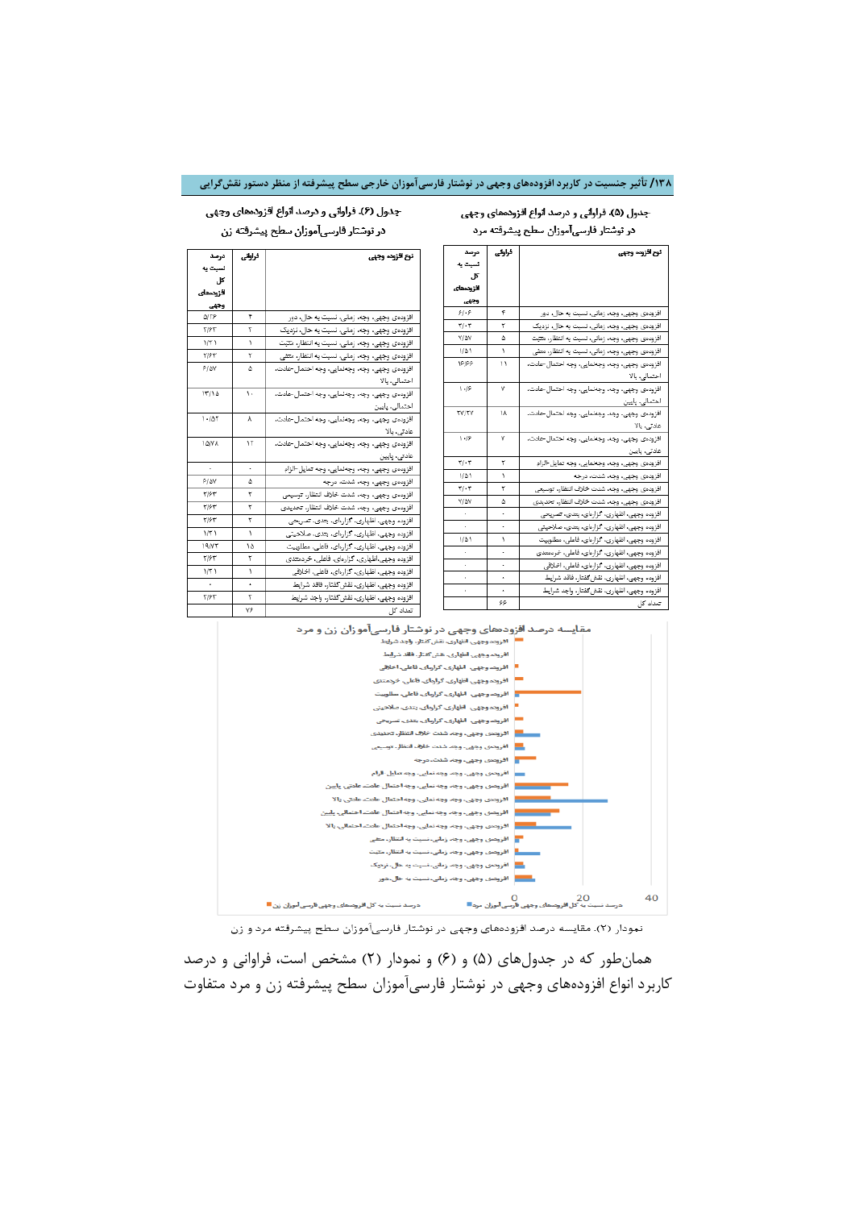جدول (۵). فراوانی و درصد انواع افزوده‌های وجهی در نوشتار فارسی‌آموزان سطح پیشرفته مرد

| نوع افزوده وجهی | فراوانی | درصد نسبت به کل افزوده‌های وجهی |
|---|---|---|
| افزوده‌ی وجهی، وجه، زمانی، نسبت به حال، دور | ۴ | ۶/۰۶ |
| افزوده‌ی وجهی، وجه زمانی، نسبت به حال، نزدیک | ۲ | ۳/۰۳ |
| افزوده‌ی وجهی، وجه، زمانی، نسبت به انتظار، مثبت | ۵ | ۷/۵۷ |
| افزوده‌ی وجهی، وجه، زمانی، نسبت به انتظار، منفی | ۱ | ۱/۵۱ |
| افزوده‌ی وجهی، وجه، وجه‌نمایی، وجه احتمال-عادت، احتمالی، بالا | ۱۱ | ۱۶/۶۶ |
| افزوده‌ی وجهی، وجه، وجه‌نمایی، وجه احتمال-عادت، احتمالی، پایین | ۷ | ۱۰/۶ |
| افزوده‌ی وجهی، وجه، وجه‌نمایی، وجه احتمال-عادت، عادتی، بالا | ۱۸ | ۲۷/۲۷ |
| افزوده‌ی وجهی، وجه، وجه‌نمایی، وجه احتمال-عادت، عادتی، پایین | ۷ | ۱۰/۶ |
| افزوده‌ی وجهی، وجه، وجه‌نمایی، وجه تمایل-الزام | ۲ | ۳/۰۳ |
| افزوده‌ی وجهی، وجه، شدت، درجه | ۱ | ۱/۵۱ |
| افزوده‌ی وجهی، وجه، شدت خلاف انتظار، توسیعی | ۲ | ۳/۰۳ |
| افزوده‌ی وجهی، وجه، شدت خلاف انتظار، تحدیدی | ۵ | ۷/۵۷ |
| افزوده وجهی، اظهاری، گرایای، بندی، تصریحی | ۰ | ۰ |
| افزوده وجهی، اظهاری، گرایای، بندی، صلاحیتی | ۰ | ۰ |
| افزوده وجهی، اظهاری، گرایای، فاعلی، مطلوبیت | ۱ | ۱/۵۱ |
| افزوده وجهی، اظهاری، گرایای، فاعلی، خردمندی | ۰ | ۰ |
| افزوده وجهی، اظهاری، گرایای، فاعلی، اخلاقی | ۰ | ۰ |
| افزوده وجهی، اظهاری، نقش‌گفتار، فاقد شرایط | ۰ | ۰ |
| افزوده وجهی، اظهاری، نقش‌گفتار، واجد شرایط | ۰ | ۰ |
| تعداد کل | ۶۶ | |

جدول (۶). فراوانی و درصد انواع افزوده‌های وجهی در نوشتار فارسی‌آموزان سطح پیشرفته زن

| نوع افزوده وجهی | فراوانی | درصد نسبت به کل افزوده‌های وجهی |
|---|---|---|
| افزوده‌ی وجهی، وجه، زمانی، نسبت به حال، دور | ۴ | ۵/۲۶ |
| افزوده‌ی وجهی، وجه، زمانی، نسبت به حال، نزدیک | ۲ | ۲/۶۳ |
| افزوده‌ی وجهی، وجه، زمانی، نسبت به انتظار، مثبت | ۱ | ۱/۳۱ |
| افزوده‌ی وجهی، وجه، زمانی، نسبت به انتظار، منفی | ۲ | ۲/۶۳ |
| افزوده‌ی وجهی، وجه، وجه‌نمایی، وجه احتمال-عادت، احتمالی، بالا | ۵ | ۶/۵۷ |
| افزوده‌ی وجهی، وجه، وجه‌نمایی، وجه احتمال-عادت، احتمالی، پایین | ۱۰ | ۱۳/۱۵ |
| افزوده‌ی وجهی، وجه، وجه‌نمایی، وجه احتمال-عادت، عادتی، بالا | ۸ | ۱۰/۵۲ |
| افزوده‌ی وجهی، وجه، وجه‌نمایی، وجه احتمال-عادت، عادتی، پایین | ۱۲ | ۱۵/۷۸ |
| افزوده‌ی وجهی، وجه، وجه‌نمایی، وجه تمایل-الزام | ۰ | ۰ |
| افزوده‌ی وجهی، وجه، شدت، درجه | ۵ | ۶/۵۷ |
| افزوده‌ی وجهی، وجه، شدت خلاف انتظار، توسیعی | ۳ | ۳/۶۳ |
| افزوده‌ی وجهی، وجه، شدت خلاف انتظار، تحدیدی | ۳ | ۳/۶۳ |
| افزوده وجهی، اظهاری، گرایای، بندی، تصریحی | ۲ | ۲/۶۳ |
| افزوده وجهی، اظهاری، گرایای، بندی، صلاحیتی | ۱ | ۱/۳۱ |
| افزوده وجهی، اظهاری، گرایای، فاعلی، مطلوبیت | ۱۵ | ۱۹/۷۳ |
| افزوده وجهی، اظهاری، گرایای، فاعلی، خردمندی | ۲ | ۲/۶۳ |
| افزوده وجهی، اظهاری، گرایای، فاعلی، اخلاقی | ۱ | ۱/۳۱ |
| افزوده وجهی، اظهاری، نقش‌گفتار، فاقد شرایط | ۰ | ۰ |
| افزوده وجهی، اظهاری، نقش‌گفتار، واجد شرایط | ۲ | ۲/۶۳ |
| تعداد کل | ۷۶ | |

نمودار (۲). مقایسه درصد افزوده‌های وجهی در نوشتار فارسی‌آموزان سطح پیشرفته مرد و زن

همان‌طور که در جدول‌های (۵) و (۶) و نمودار (۲) مشخص است، فراوانی و درصد کاربرد انواع افزوده‌های وجهی در نوشتار فارسی‌آموزان سطح پیشرفته زن و مرد متفاوت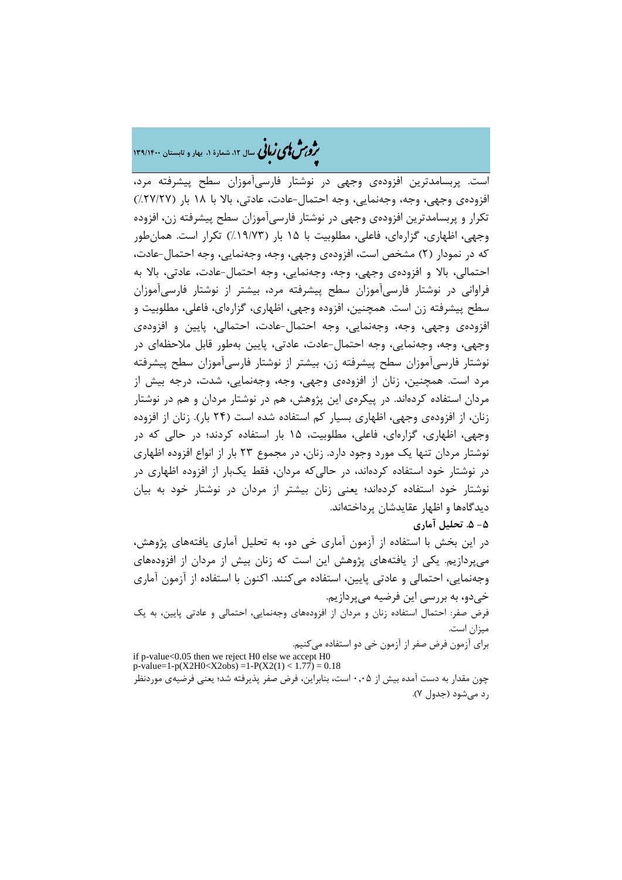است. پربسامدترین افزوده‌ی وجهی در نوشتار فارسی‌آموزان سطح پیشرفته مرد، افزوده‌ی وجهی، وجه، وجه‌نمایی، وجه احتمال-عادت، عادتی، بالا با ۱۸ بار (۲۷/۲۷٪) تکرار و پربسامدترین افزوده‌ی وجهی در نوشتار فارسی‌آموزان سطح پیشرفته زن، افزوده وجهی، اظهاری، گزاره‌ای، فاعلی، مطلوبیت با ۱۵ بار (۱۹/۷۳٪) تکرار است. همان‌طور که در نمودار (۲) مشخص است، افزوده‌ی وجهی، وجه، وجه‌نمایی، وجه احتمال-عادت، احتمالی، بالا و افزوده‌ی وجهی، وجه، وجه‌نمایی، وجه احتمال-عادت، عادتی، بالا به فراوانی در نوشتار فارسی‌آموزان سطح پیشرفته مرد، بیشتر از نوشتار فارسی‌آموزان سطح پیشرفته زن است. همچنین، افزوده وجهی، اظهاری، گزاره‌ای، فاعلی، مطلوبیت و افزوده‌ی وجهی، وجه، وجه‌نمایی، وجه احتمال-عادت، احتمالی، پایین و افزوده‌ی وجهی، وجه، وجه‌نمایی، وجه احتمال-عادت، عادتی، پایین به‌طور قابل ملاحظه‌ای در نوشتار فارسی‌آموزان سطح پیشرفته زن، بیشتر از نوشتار فارسی‌آموزان سطح پیشرفته مرد است. همچنین، زنان از افزوده‌ی وجهی، وجه، وجه‌نمایی، شدت، درجه بیش از مردان استفاده کرده‌اند. در پیکره‌ی این پژوهش، هم در نوشتار مردان و هم در نوشتار زنان، از افزوده‌ی وجهی، اظهاری بسیار کم استفاده شده است (۲۴ بار). زنان از افزوده وجهی، اظهاری، گزاره‌ای، فاعلی، مطلوبیت، ۱۵ بار استفاده کردند؛ در حالی که در نوشتار مردان تنها یک مورد وجود دارد. زنان، در مجموع ۲۳ بار از انواع افزوده اظهاری در نوشتار خود استفاده کرده‌اند، در حالی‌که مردان، فقط یک‌بار از افزوده اظهاری در نوشتار خود استفاده کرده‌اند؛ یعنی زنان بیشتر از مردان در نوشتار خود به بیان دیدگاه‌ها و اظهار عقایدشان پرداخته‌اند.

### ۵- ۵. تحلیل آماری

در این بخش با استفاده از آزمون آماری خی دو، به تحلیل آماری یافته‌های پژوهش، می‌پردازیم. یکی از یافته‌های پژوهش این است که زنان بیش از مردان از افزوده‌های وجه‌نمایی، احتمالی و عادتی پایین، استفاده می‌کنند. اکنون با استفاده از آزمون آماری خی‌دو، به بررسی این فرضیه می‌پردازیم.

فرض صفر: احتمال استفاده زنان و مردان از افزوده‌های وجه‌نمایی، احتمالی و عادتی پایین، به یک میزان است.

برای آزمون فرض صفر از آزمون خی دو استفاده می‌کنیم.

if p-value<0.05 then we reject H0 else we accept H0

p-value=1-p(X2H0<X2obs) =1-P(X2(1) < 1.77) = 0.18

چون مقدار به دست آمده بیش از ۰٫۰۵ است، بنابراین، فرض صفر پذیرفته شد؛ یعنی فرضیه‌ی موردنظر رد می‌شود (جدول ۷).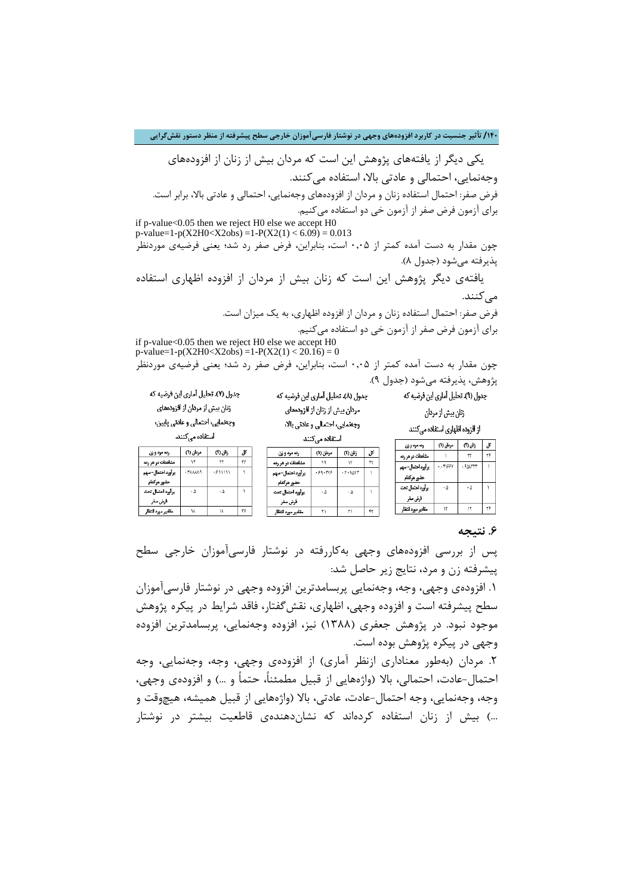یکی دیگر از یافته‌های پژوهش این است که مردان بیش از زنان از افزوده‌های وجه‌نمایی، احتمالی و عادتی بالا، استفاده می‌کنند.

فرض صفر: احتمال استفاده زنان و مردان از افزوده‌های وجه‌نمایی، احتمالی و عادتی بالا، برابر است.

برای آزمون فرض صفر از آزمون خی دو استفاده می‌کنیم.

if p-value<0.05 then we reject H0 else we accept H0

$$p\text{-value}=1-p(X2H0<X2obs)=1-P(X2(1)<6.09)=0.013$$

چون مقدار به دست آمده کمتر از ۰،۰۵ است، بنابراین، فرض صفر رد شد؛ یعنی فرضیه‌ی موردنظر پذیرفته می‌شود (جدول ۸).

یافته‌ی دیگر پژوهش این است که زنان بیش از مردان از افزوده اظهاری استفاده می‌کنند.

فرض صفر: احتمال استفاده زنان و مردان از افزوده اظهاری، به یک میزان است.

برای آزمون فرض صفر از آزمون خی دو استفاده می‌کنیم.

if p-value<0.05 then we reject H0 else we accept H0

$$p\text{-value}=1-p(X2H0<X2obs)=1-P(X2(1)<20.16)=0$$

چون مقدار به دست آمده کمتر از ۰،۰۵ است، بنابراین، فرض صفر رد شد؛ یعنی فرضیه‌ی موردنظر پژوهش، پذیرفته می‌شود (جدول ۹).

جدول (۷). تحلیل آماری این فرضیه که زنان بیش از مردان از افزوده‌های وجه‌نمایی، احتمالی و عادتی پایین، استفاده می‌کنند.

| رده مرد و زن | مردان (۱) | زنان (۲) | کل |
|---|---|---|---|
| مشاهدات در هر رده | ۱۴ | ۲۲ | ۳۶ |
| برآورد احتمال-سهم حضور هرکدام | ۰،۳۸۸۸۹ | ۰،۶۱۱۱۱ | ۱ |
| برآورد احتمال تحت فرض صفر | ۰،۵ | ۰،۵ | ۱ |
| مقادیر مورد انتظار | ۱۸ | ۱۸ | ۳۶ |

جدول (۸). تحلیل آماری این فرضیه که مردان بیش از زنان از افزوده‌های وجه‌نمایی، احتمالی و عادتی بالا، استفاده می‌کنند.

| رده مرد و زن | مردان (۱) | زنان (۲) | کل |
|---|---|---|---|
| مشاهدات در هر رده | ۲۹ | ۱۳ | ۴۲ |
| برآورد احتمال-سهم حضور هرکدام | ۰،۶۹۰۴۷۶ | ۰،۳۰۹۵۲۳ | ۱ |
| برآورد احتمال تحت فرض صفر | ۰،۵ | ۰،۵ | ۱ |
| مقادیر مورد انتظار | ۲۱ | ۲۱ | ۴۲ |

جدول (۹). تحلیل آماری این فرضیه که زنان بیش از مردان از افزوده اظهاری استفاده می‌کنند.

| رده مرد و زن | مردان (۱) | زنان (۲) | کل |
|---|---|---|---|
| مشاهدات در هر رده | ۱ | ۲۳ | ۲۴ |
| برآورد احتمال-سهم حضور هرکدام | ۰،۰۴۱۶۶۷ | ۰،۹۵۸۳۳۳ | ۱ |
| برآورد احتمال تحت فرض صفر | ۰،۵ | ۰،۵ | ۱ |
| مقادیر مورد انتظار | ۱۲ | ۱۲ | ۲۴ |

## ۶. نتیجه

پس از بررسی افزوده‌های وجهی به‌کاررفته در نوشتار فارسی‌آموزان خارجی سطح پیشرفته زن و مرد، نتایج زیر حاصل شد:

۱. افزوده‌ی وجهی، وجه، وجه‌نمایی پربسامدترین افزوده وجهی در نوشتار فارسی‌آموزان سطح پیشرفته است و افزوده وجهی، اظهاری، نقش‌گفتار، فاقد شرایط در پیکره پژوهش موجود نبود. در پژوهش جعفری (۱۳۸۸) نیز، افزوده وجه‌نمایی، پربسامدترین افزوده وجهی در پیکره پژوهش بوده است.

۲. مردان (به‌طور معناداری ازنظر آماری) از افزوده‌ی وجهی، وجه، وجه‌نمایی، وجه احتمال-عادت، احتمالی، بالا (واژه‌هایی از قبیل مطمئناً، حتماً و ...) و افزوده‌ی وجهی، وجه، وجه‌نمایی، وجه احتمال-عادت، عادتی، بالا (واژه‌هایی از قبیل همیشه، هیچ‌وقت و ...) بیش از زنان استفاده کرده‌اند که نشان‌دهنده‌ی قاطعیت بیشتر در نوشتار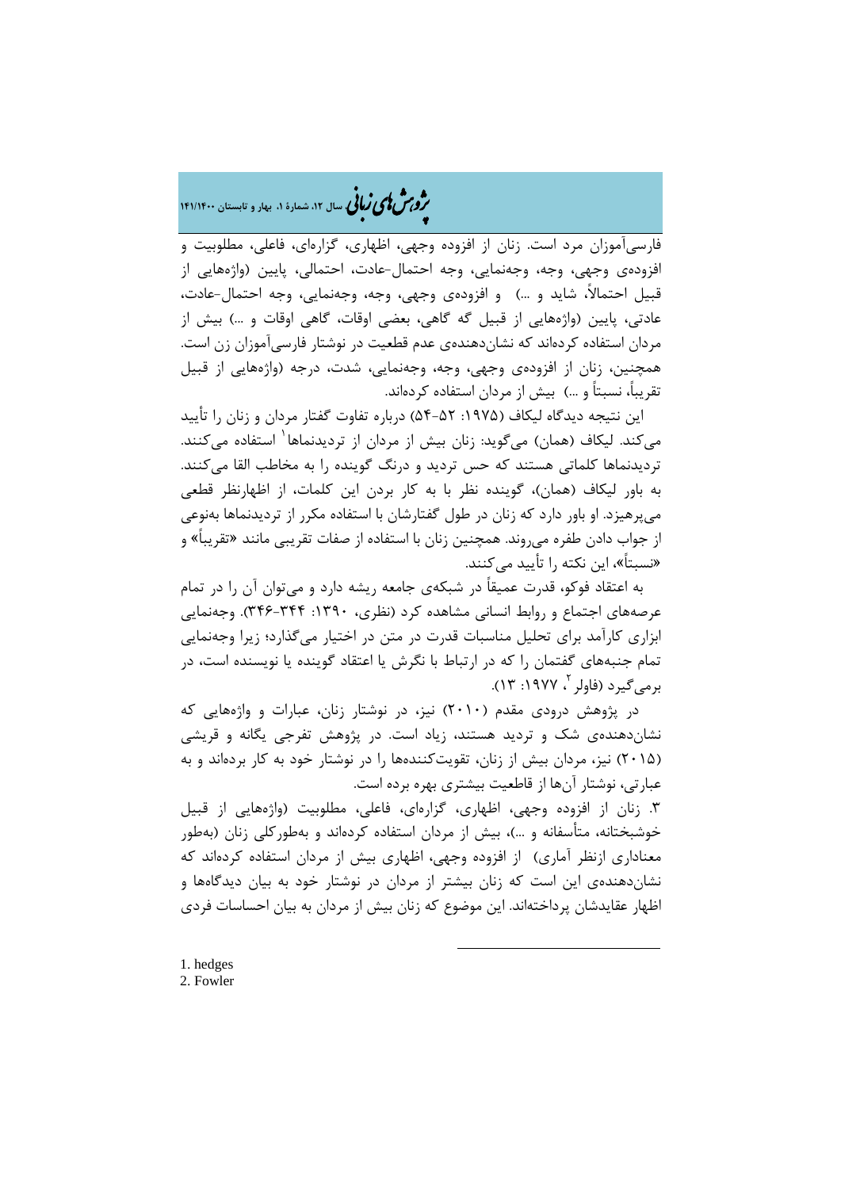فارسی‌آموزان مرد است. زنان از افزوده وجهی، اظهاری، گزاره‌ای، فاعلی، مطلوبیت و افزوده‌ی وجهی، وجه، وجه‌نمایی، وجه احتمال-عادت، احتمالی، پایین (واژه‌هایی از قبیل احتمالاً، شاید و ...) و افزوده‌ی وجهی، وجه، وجه‌نمایی، وجه احتمال-عادت، عادتی، پایین (واژه‌هایی از قبیل گه گاهی، بعضی اوقات، گاهی اوقات و ...) بیش از مردان استفاده کرده‌اند که نشان‌دهنده‌ی عدم قطعیت در نوشتار فارسی‌آموزان زن است. همچنین، زنان از افزوده‌ی وجهی، وجه، وجه‌نمایی، شدت، درجه (واژه‌هایی از قبیل تقریباً، نسبتاً و ...) بیش از مردان استفاده کرده‌اند.

این نتیجه دیدگاه لیکاف (۱۹۷۵: ۵۲-۵۴) درباره تفاوت گفتار مردان و زنان را تأیید می‌کند. لیکاف (همان) می‌گوید: زنان بیش از مردان از تردیدنماها[1] استفاده می‌کنند. تردیدنماها کلماتی هستند که حس تردید و درنگ گوینده را به مخاطب القا می‌کنند. به باور لیکاف (همان)، گوینده نظر با به کار بردن این کلمات، از اظهارنظر قطعی می‌پرهیزد. او باور دارد که زنان در طول گفتارشان با استفاده مکرر از تردیدنماها به‌نوعی از جواب دادن طفره می‌روند. همچنین زنان با استفاده از صفات تقریبی مانند «تقریباً» و «نسبتاً»، این نکته را تأیید می‌کنند.

به اعتقاد فوکو، قدرت عمیقاً در شبکه‌ی جامعه ریشه دارد و می‌توان آن را در تمام عرصه‌های اجتماع و روابط انسانی مشاهده کرد (نظری، ۱۳۹۰: ۳۴۴-۳۴۶). وجه‌نمایی ابزاری کارآمد برای تحلیل مناسبات قدرت در متن در اختیار می‌گذارد؛ زیرا وجه‌نمایی تمام جنبه‌های گفتمان را که در ارتباط با نگرش یا اعتقاد گوینده یا نویسنده است، در برمی‌گیرد (فاولر[2]، ۱۹۷۷: ۱۳).

در پژوهش درودی مقدم (۲۰۱۰) نیز، در نوشتار زنان، عبارات و واژه‌هایی که نشان‌دهنده‌ی شک و تردید هستند، زیاد است. در پژوهش تفرجی یگانه و قریشی (۲۰۱۵) نیز، مردان بیش از زنان، تقویت‌کننده‌ها را در نوشتار خود به کار برده‌اند و به عبارتی، نوشتار آن‌ها از قاطعیت بیشتری بهره برده است.

۳. زنان از افزوده وجهی، اظهاری، گزاره‌ای، فاعلی، مطلوبیت (واژه‌هایی از قبیل خوشبختانه، متأسفانه و ...)، بیش از مردان استفاده کرده‌اند و به‌طورکلی زنان (به‌طور معناداری ازنظر آماری) از افزوده وجهی، اظهاری بیش از مردان استفاده کرده‌اند که نشان‌دهنده‌ی این است که زنان بیشتر از مردان در نوشتار خود به بیان دیدگاه‌ها و اظهار عقایدشان پرداخته‌اند. این موضوع که زنان بیش از مردان به بیان احساسات فردی

---

1. hedges
2. Fowler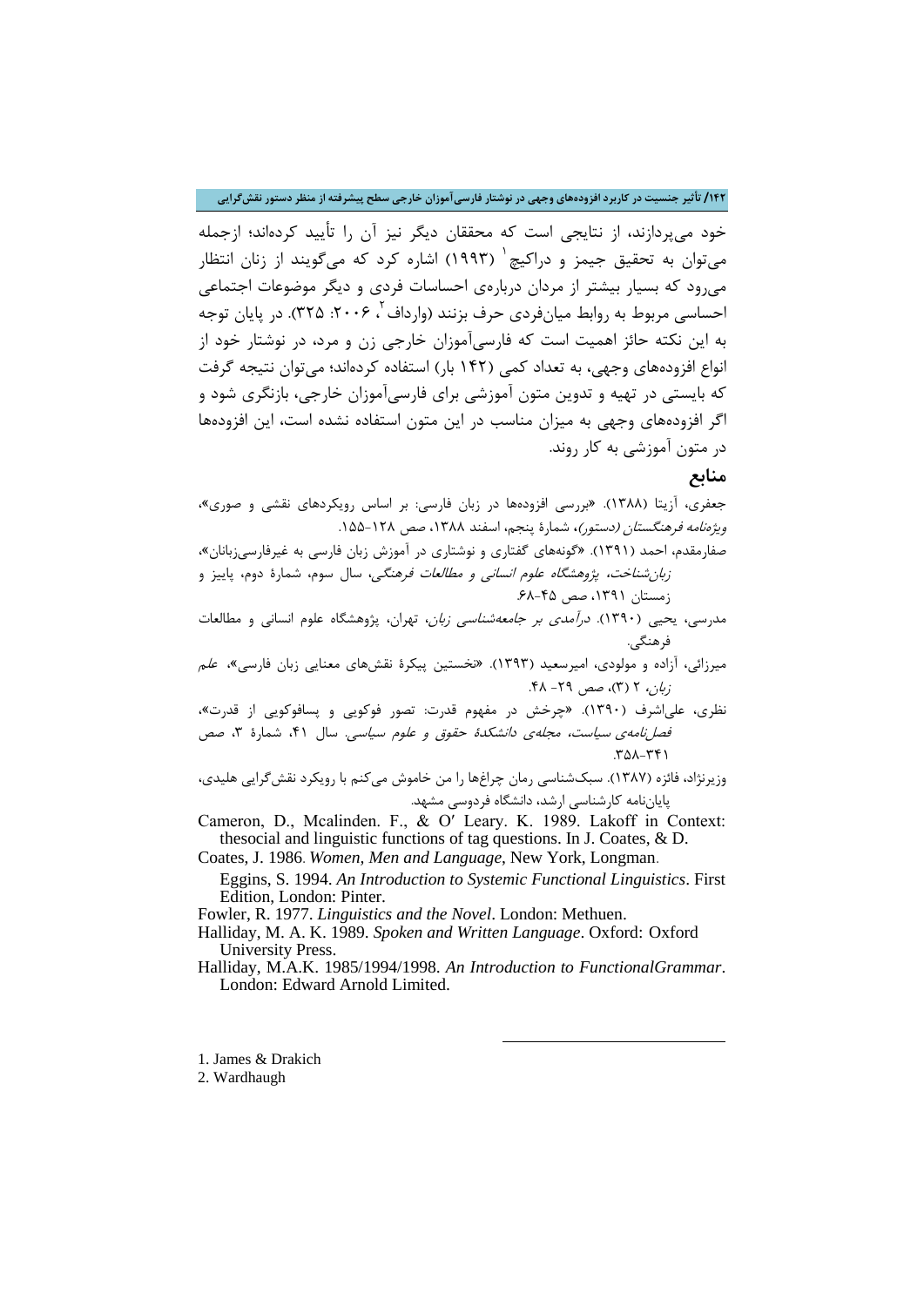خود می‌پردازند، از نتایجی است که محققان دیگر نیز آن را تأیید کرده‌اند؛ ازجمله می‌توان به تحقیق جیمز و دراکیچ[1] (۱۹۹۳) اشاره کرد که می‌گویند از زنان انتظار می‌رود که بسیار بیشتر از مردان درباره‌ی احساسات فردی و دیگر موضوعات اجتماعی احساسی مربوط به روابط میان‌فردی حرف بزنند (وارداف[2]، ۲۰۰۶: ۳۲۵). در پایان توجه به این نکته حائز اهمیت است که فارسی‌آموزان خارجی زن و مرد، در نوشتار خود از انواع افزوده‌های وجهی، به تعداد کمی (۱۴۲ بار) استفاده کرده‌اند؛ می‌توان نتیجه گرفت که بایستی در تهیه و تدوین متون آموزشی برای فارسی‌آموزان خارجی، بازنگری شود و اگر افزوده‌های وجهی به میزان مناسب در این متون استفاده نشده است، این افزوده‌ها در متون آموزشی به کار روند.

## منابع

جعفری، آزیتا (۱۳۸۸). «بررسی افزوده‌ها در زبان فارسی: بر اساس رویکردهای نقشی و صوری»، *ویژه‌نامه فرهنگستان (دستور)*، شمارۀ پنجم، اسفند ۱۳۸۸، صص ۱۲۸-۱۵۵.

صفارمقدم، احمد (۱۳۹۱). «گونه‌های گفتاری و نوشتاری در آموزش زبان فارسی به غیرفارسی‌زبانان»، *زبان‌شناخت، پژوهشگاه علوم انسانی و مطالعات فرهنگی*، سال سوم، شمارۀ دوم، پاییز و زمستان ۱۳۹۱، صص ۴۵-۶۸.

مدرسی، یحیی (۱۳۹۰). *درآمدی بر جامعه‌شناسی زبان*، تهران، پژوهشگاه علوم انسانی و مطالعات فرهنگی.

میرزائی، آزاده و مولودی، امیرسعید (۱۳۹۳). «نخستین پیکرۀ نقش‌های معنایی زبان فارسی»، *علم زبان*، ۲ (۳)، صص ۲۹- ۴۸.

نظری، علی‌اشرف (۱۳۹۰). «چرخش در مفهوم قدرت: تصور فوکویی و پسافوکویی از قدرت»، *فصل‌نامه‌ی سیاست، مجله‌ی دانشکدۀ حقوق و علوم سیاسی*. سال ۴۱، شمارۀ ۳، صص ۳۴۱-۳۵۸.

وزیرنژاد، فائزه (۱۳۸۷). سبک‌شناسی رمان چراغ‌ها را من خاموش می‌کنم با رویکرد نقش‌گرایی هلیدی، پایان‌نامه کارشناسی ارشد، دانشگاه فردوسی مشهد.

Cameron, D., Mcalinden. F., & O′ Leary. K. 1989. Lakoff in Context: thesocial and linguistic functions of tag questions. In J. Coates, & D.

Coates, J. 1986. *Women, Men and Language*, New York, Longman.

Eggins, S. 1994. *An Introduction to Systemic Functional Linguistics*. First Edition, London: Pinter.

Fowler, R. 1977. *Linguistics and the Novel*. London: Methuen.

Halliday, M. A. K. 1989. *Spoken and Written Language*. Oxford: Oxford University Press.

Halliday, M.A.K. 1985/1994/1998. *An Introduction to FunctionalGrammar*. London: Edward Arnold Limited.

---

1. James & Drakich
2. Wardhaugh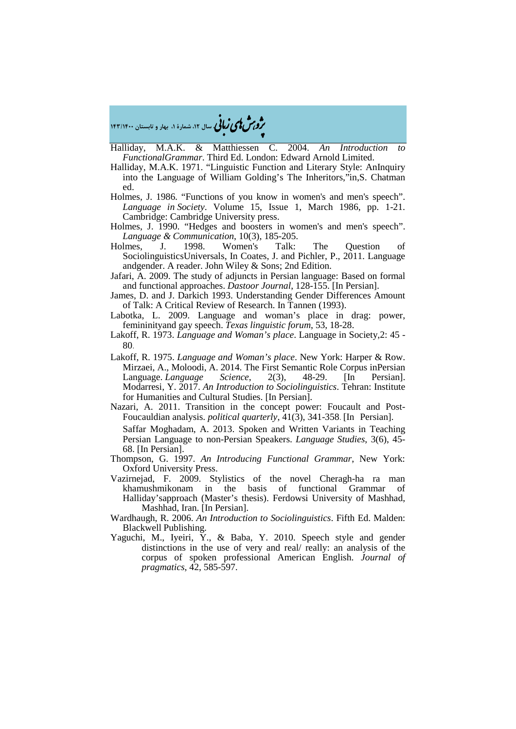Halliday, M.A.K. & Matthiessen C. 2004. *An Introduction to FunctionalGrammar*. Third Ed. London: Edward Arnold Limited.

Halliday, M.A.K. 1971. "Linguistic Function and Literary Style: AnInquiry into the Language of William Golding's The Inheritors,"in,S. Chatman ed.

Holmes, J. 1986. "Functions of you know in women's and men's speech". *Language in Society*. Volume 15, Issue 1, March 1986, pp. 1-21. Cambridge: Cambridge University press.

Holmes, J. 1990. "Hedges and boosters in women's and men's speech". *Language & Communication*, 10(3), 185-205.

Holmes, J. 1998. Women's Talk: The Question of SociolinguisticsUniversals, In Coates, J. and Pichler, P., 2011. Language andgender. A reader. John Wiley & Sons; 2nd Edition.

Jafari, A. 2009. The study of adjuncts in Persian language: Based on formal and functional approaches. *Dastoor Journal*, 128-155. [In Persian].

James, D. and J. Darkich 1993. Understanding Gender Differences Amount of Talk: A Critical Review of Research. In Tannen (1993).

Labotka, L. 2009. Language and woman's place in drag: power, femininityand gay speech. *Texas linguistic forum*, 53, 18-28.

Lakoff, R. 1973. *Language and Woman's place*. Language in Society,2: 45 - 80.

Lakoff, R. 1975. *Language and Woman's place*. New York: Harper & Row.

Mirzaei, A., Moloodi, A. 2014. The First Semantic Role Corpus inPersian Language. *Language Science*, 2(3), 48-29. [In Persian].

Modarresi, Y. 2017. *An Introduction to Sociolinguistics*. Tehran: Institute for Humanities and Cultural Studies. [In Persian].

Nazari, A. 2011. Transition in the concept power: Foucault and Post-Foucauldian analysis. *political quarterly*, 41(3), 341-358. [In Persian].

Saffar Moghadam, A. 2013. Spoken and Written Variants in Teaching Persian Language to non-Persian Speakers. *Language Studies*, 3(6), 45-68. [In Persian].

Thompson, G. 1997. *An Introducing Functional Grammar*, New York: Oxford University Press.

Vazirnejad, F. 2009. Stylistics of the novel Cheragh-ha ra man khamushmikonam in the basis of functional Grammar of Halliday'sapproach (Master's thesis). Ferdowsi University of Mashhad, Mashhad, Iran. [In Persian].

Wardhaugh, R. 2006. *An Introduction to Sociolinguistics*. Fifth Ed. Malden: Blackwell Publishing.

Yaguchi, M., Iyeiri, Y., & Baba, Y. 2010. Speech style and gender distinctions in the use of very and real/ really: an analysis of the corpus of spoken professional American English. *Journal of pragmatics*, 42, 585-597.